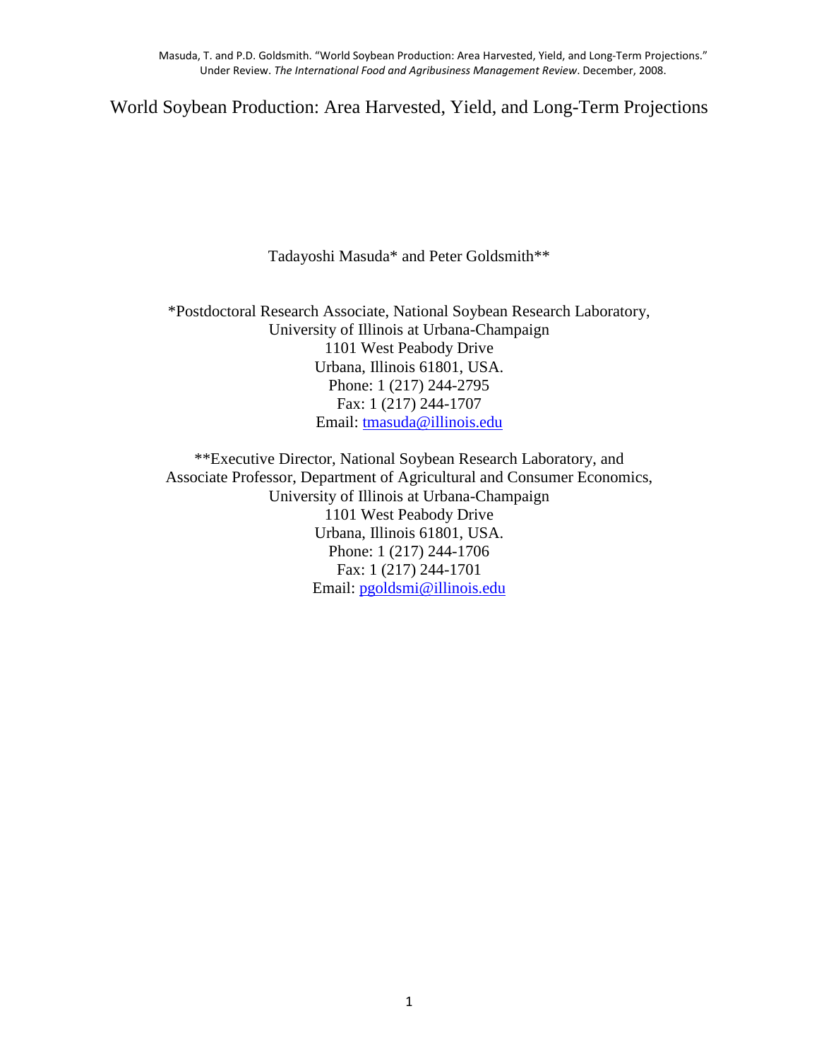Masuda, T. and P.D. Goldsmith. "World Soybean Production: Area Harvested, Yield, and Long-Term Projections." Under Review. *The International Food and Agribusiness Management Review*. December, 2008.

# World Soybean Production: Area Harvested, Yield, and Long-Term Projections

Tadayoshi Masuda* and Peter Goldsmith**

*Postdoctoral Research Associate, National Soybean Research Laboratory,
University of Illinois at Urbana-Champaign
1101 West Peabody Drive
Urbana, Illinois 61801, USA.
Phone: 1 (217) 244-2795
Fax: 1 (217) 244-1707
Email: tmasuda@illinois.edu

**Executive Director, National Soybean Research Laboratory, and
Associate Professor, Department of Agricultural and Consumer Economics,
University of Illinois at Urbana-Champaign
1101 West Peabody Drive
Urbana, Illinois 61801, USA.
Phone: 1 (217) 244-1706
Fax: 1 (217) 244-1701
Email: pgoldsmi@illinois.edu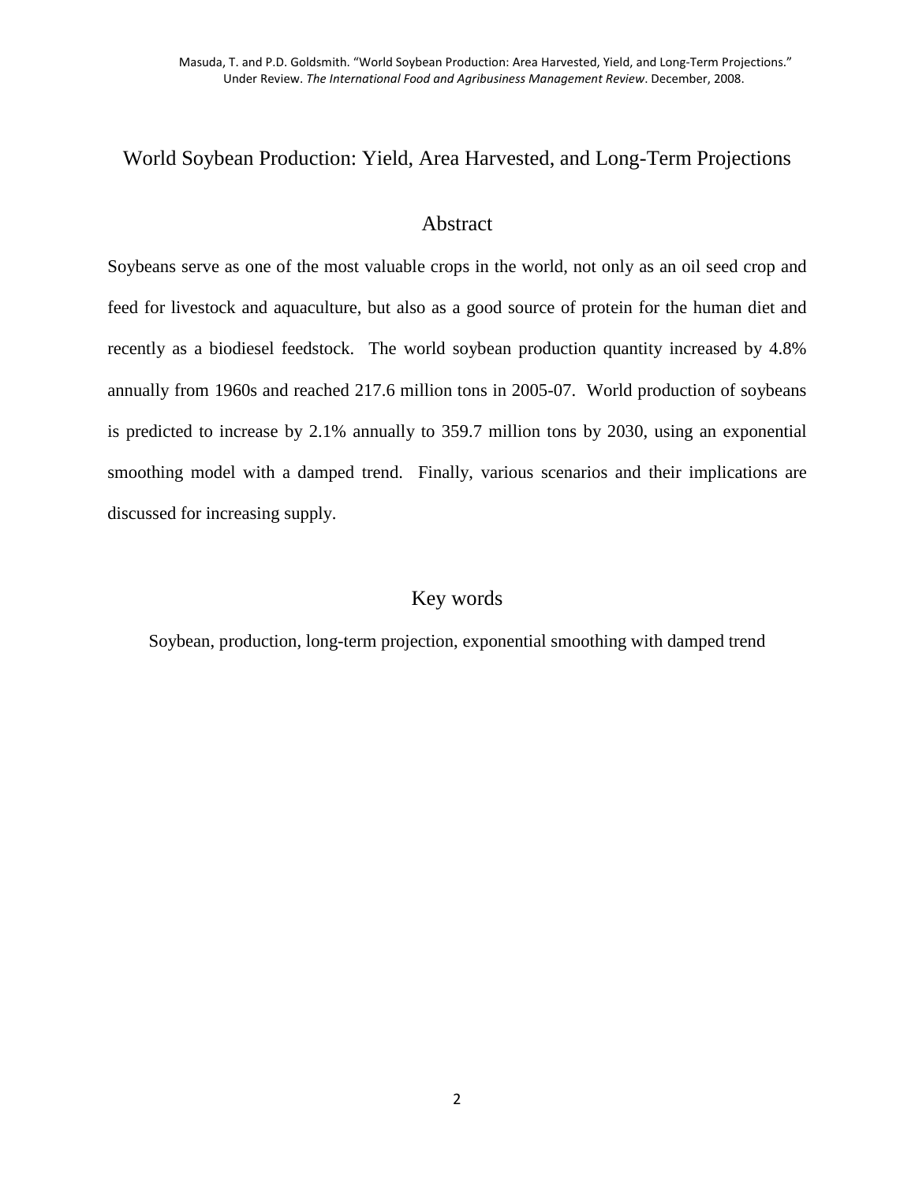# World Soybean Production: Yield, Area Harvested, and Long-Term Projections

## Abstract

Soybeans serve as one of the most valuable crops in the world, not only as an oil seed crop and feed for livestock and aquaculture, but also as a good source of protein for the human diet and recently as a biodiesel feedstock. The world soybean production quantity increased by 4.8% annually from 1960s and reached 217.6 million tons in 2005-07. World production of soybeans is predicted to increase by 2.1% annually to 359.7 million tons by 2030, using an exponential smoothing model with a damped trend. Finally, various scenarios and their implications are discussed for increasing supply.

## Key words

Soybean, production, long-term projection, exponential smoothing with damped trend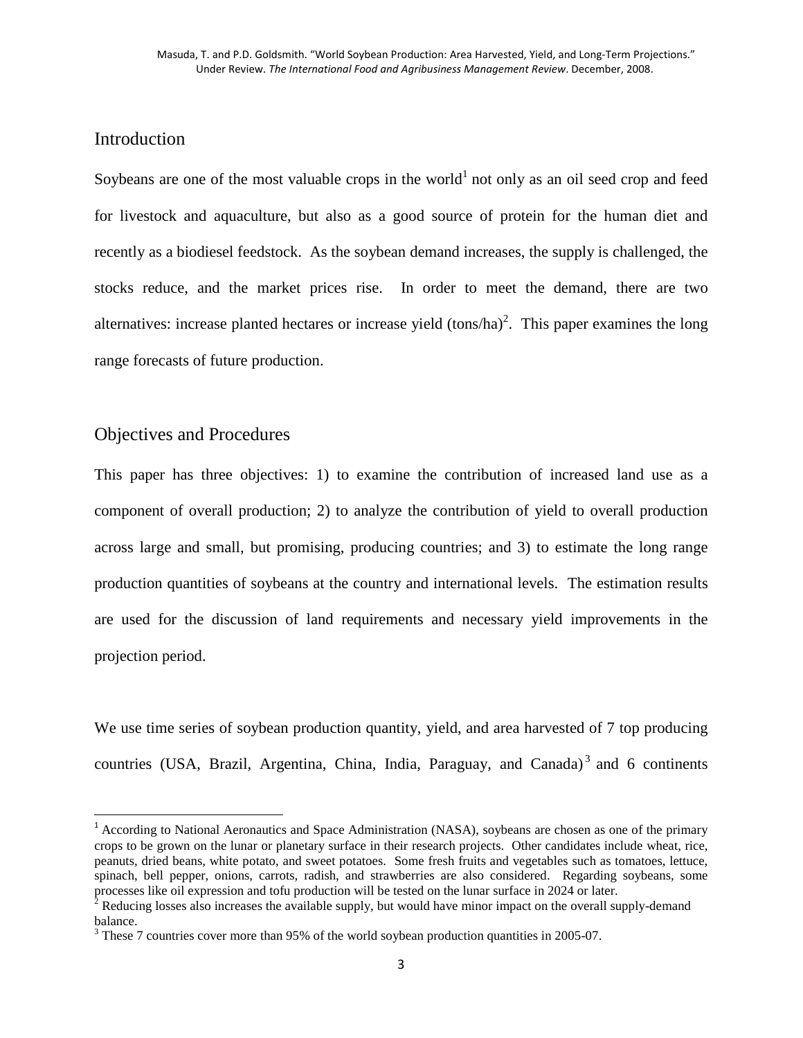## Introduction

Soybeans are one of the most valuable crops in the world[1] not only as an oil seed crop and feed for livestock and aquaculture, but also as a good source of protein for the human diet and recently as a biodiesel feedstock. As the soybean demand increases, the supply is challenged, the stocks reduce, and the market prices rise. In order to meet the demand, there are two alternatives: increase planted hectares or increase yield (tons/ha)[2]. This paper examines the long range forecasts of future production.

## Objectives and Procedures

This paper has three objectives: 1) to examine the contribution of increased land use as a component of overall production; 2) to analyze the contribution of yield to overall production across large and small, but promising, producing countries; and 3) to estimate the long range production quantities of soybeans at the country and international levels. The estimation results are used for the discussion of land requirements and necessary yield improvements in the projection period.

We use time series of soybean production quantity, yield, and area harvested of 7 top producing countries (USA, Brazil, Argentina, China, India, Paraguay, and Canada)[3] and 6 continents

---

[1] According to National Aeronautics and Space Administration (NASA), soybeans are chosen as one of the primary crops to be grown on the lunar or planetary surface in their research projects. Other candidates include wheat, rice, peanuts, dried beans, white potato, and sweet potatoes. Some fresh fruits and vegetables such as tomatoes, lettuce, spinach, bell pepper, onions, carrots, radish, and strawberries are also considered. Regarding soybeans, some processes like oil expression and tofu production will be tested on the lunar surface in 2024 or later.

[2] Reducing losses also increases the available supply, but would have minor impact on the overall supply-demand balance.

[3] These 7 countries cover more than 95% of the world soybean production quantities in 2005-07.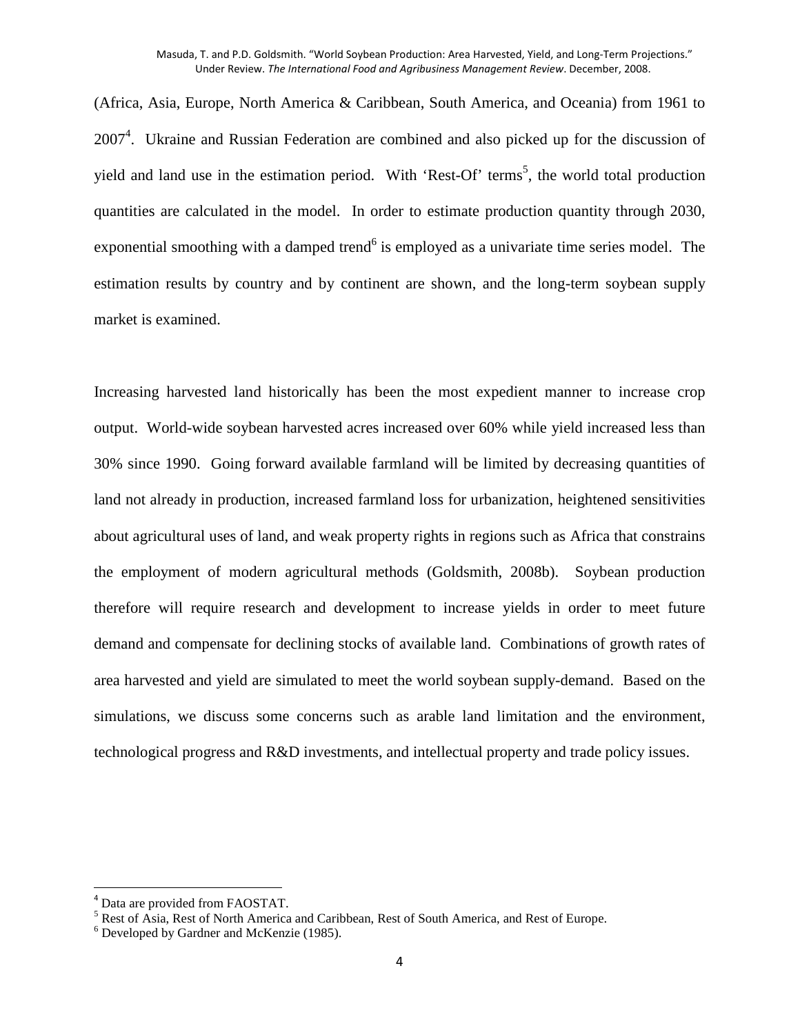(Africa, Asia, Europe, North America & Caribbean, South America, and Oceania) from 1961 to 2007[4]. Ukraine and Russian Federation are combined and also picked up for the discussion of yield and land use in the estimation period. With 'Rest-Of' terms[5], the world total production quantities are calculated in the model. In order to estimate production quantity through 2030, exponential smoothing with a damped trend[6] is employed as a univariate time series model. The estimation results by country and by continent are shown, and the long-term soybean supply market is examined.

Increasing harvested land historically has been the most expedient manner to increase crop output. World-wide soybean harvested acres increased over 60% while yield increased less than 30% since 1990. Going forward available farmland will be limited by decreasing quantities of land not already in production, increased farmland loss for urbanization, heightened sensitivities about agricultural uses of land, and weak property rights in regions such as Africa that constrains the employment of modern agricultural methods (Goldsmith, 2008b). Soybean production therefore will require research and development to increase yields in order to meet future demand and compensate for declining stocks of available land. Combinations of growth rates of area harvested and yield are simulated to meet the world soybean supply-demand. Based on the simulations, we discuss some concerns such as arable land limitation and the environment, technological progress and R&D investments, and intellectual property and trade policy issues.

---

[4] Data are provided from FAOSTAT.

[5] Rest of Asia, Rest of North America and Caribbean, Rest of South America, and Rest of Europe.

[6] Developed by Gardner and McKenzie (1985).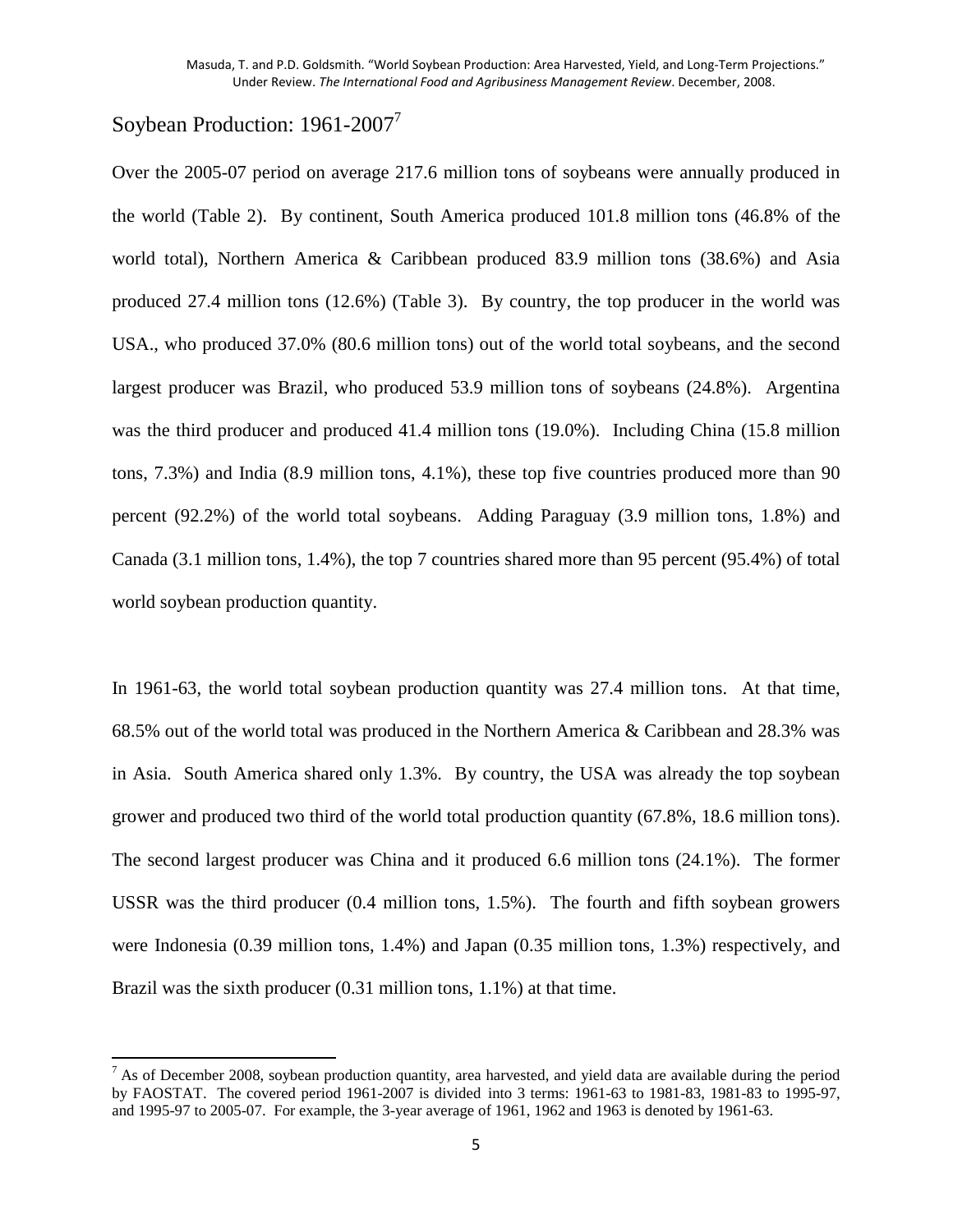## Soybean Production: 1961-2007[7]

Over the 2005-07 period on average 217.6 million tons of soybeans were annually produced in the world (Table 2). By continent, South America produced 101.8 million tons (46.8% of the world total), Northern America & Caribbean produced 83.9 million tons (38.6%) and Asia produced 27.4 million tons (12.6%) (Table 3). By country, the top producer in the world was USA., who produced 37.0% (80.6 million tons) out of the world total soybeans, and the second largest producer was Brazil, who produced 53.9 million tons of soybeans (24.8%). Argentina was the third producer and produced 41.4 million tons (19.0%). Including China (15.8 million tons, 7.3%) and India (8.9 million tons, 4.1%), these top five countries produced more than 90 percent (92.2%) of the world total soybeans. Adding Paraguay (3.9 million tons, 1.8%) and Canada (3.1 million tons, 1.4%), the top 7 countries shared more than 95 percent (95.4%) of total world soybean production quantity.

In 1961-63, the world total soybean production quantity was 27.4 million tons. At that time, 68.5% out of the world total was produced in the Northern America & Caribbean and 28.3% was in Asia. South America shared only 1.3%. By country, the USA was already the top soybean grower and produced two third of the world total production quantity (67.8%, 18.6 million tons). The second largest producer was China and it produced 6.6 million tons (24.1%). The former USSR was the third producer (0.4 million tons, 1.5%). The fourth and fifth soybean growers were Indonesia (0.39 million tons, 1.4%) and Japan (0.35 million tons, 1.3%) respectively, and Brazil was the sixth producer (0.31 million tons, 1.1%) at that time.

---

[7] As of December 2008, soybean production quantity, area harvested, and yield data are available during the period by FAOSTAT. The covered period 1961-2007 is divided into 3 terms: 1961-63 to 1981-83, 1981-83 to 1995-97, and 1995-97 to 2005-07. For example, the 3-year average of 1961, 1962 and 1963 is denoted by 1961-63.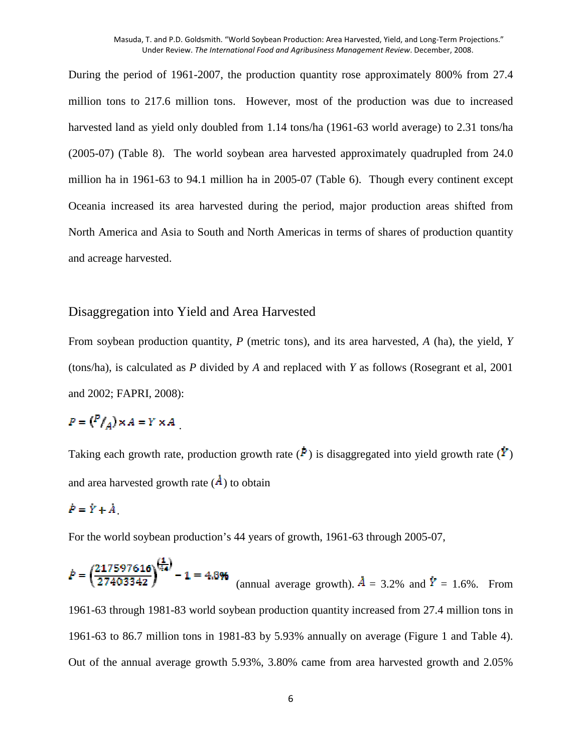During the period of 1961-2007, the production quantity rose approximately 800% from 27.4 million tons to 217.6 million tons. However, most of the production was due to increased harvested land as yield only doubled from 1.14 tons/ha (1961-63 world average) to 2.31 tons/ha (2005-07) (Table 8). The world soybean area harvested approximately quadrupled from 24.0 million ha in 1961-63 to 94.1 million ha in 2005-07 (Table 6). Though every continent except Oceania increased its area harvested during the period, major production areas shifted from North America and Asia to South and North Americas in terms of shares of production quantity and acreage harvested.

## Disaggregation into Yield and Area Harvested

From soybean production quantity, *P* (metric tons), and its area harvested, *A* (ha), the yield, *Y* (tons/ha), is calculated as *P* divided by *A* and replaced with *Y* as follows (Rosegrant et al, 2001 and 2002; FAPRI, 2008):

$$P = \left({}^{P}/_{A}\right) \times A = Y \times A \,.$$

Taking each growth rate, production growth rate ($\dot{P}$) is disaggregated into yield growth rate ($\dot{Y}$) and area harvested growth rate ($\dot{A}$) to obtain

$$\dot{P} = \dot{Y} + \dot{A} \,.$$

For the world soybean production's 44 years of growth, 1961-63 through 2005-07,

$\dot{P} = \left(\frac{217597616}{27403342}\right)^{\left(\frac{1}{44}\right)} - 1 = 4.8\%$ (annual average growth). $\dot{A}$ = 3.2% and $\dot{Y}$ = 1.6%. From 1961-63 through 1981-83 world soybean production quantity increased from 27.4 million tons in 1961-63 to 86.7 million tons in 1981-83 by 5.93% annually on average (Figure 1 and Table 4). Out of the annual average growth 5.93%, 3.80% came from area harvested growth and 2.05%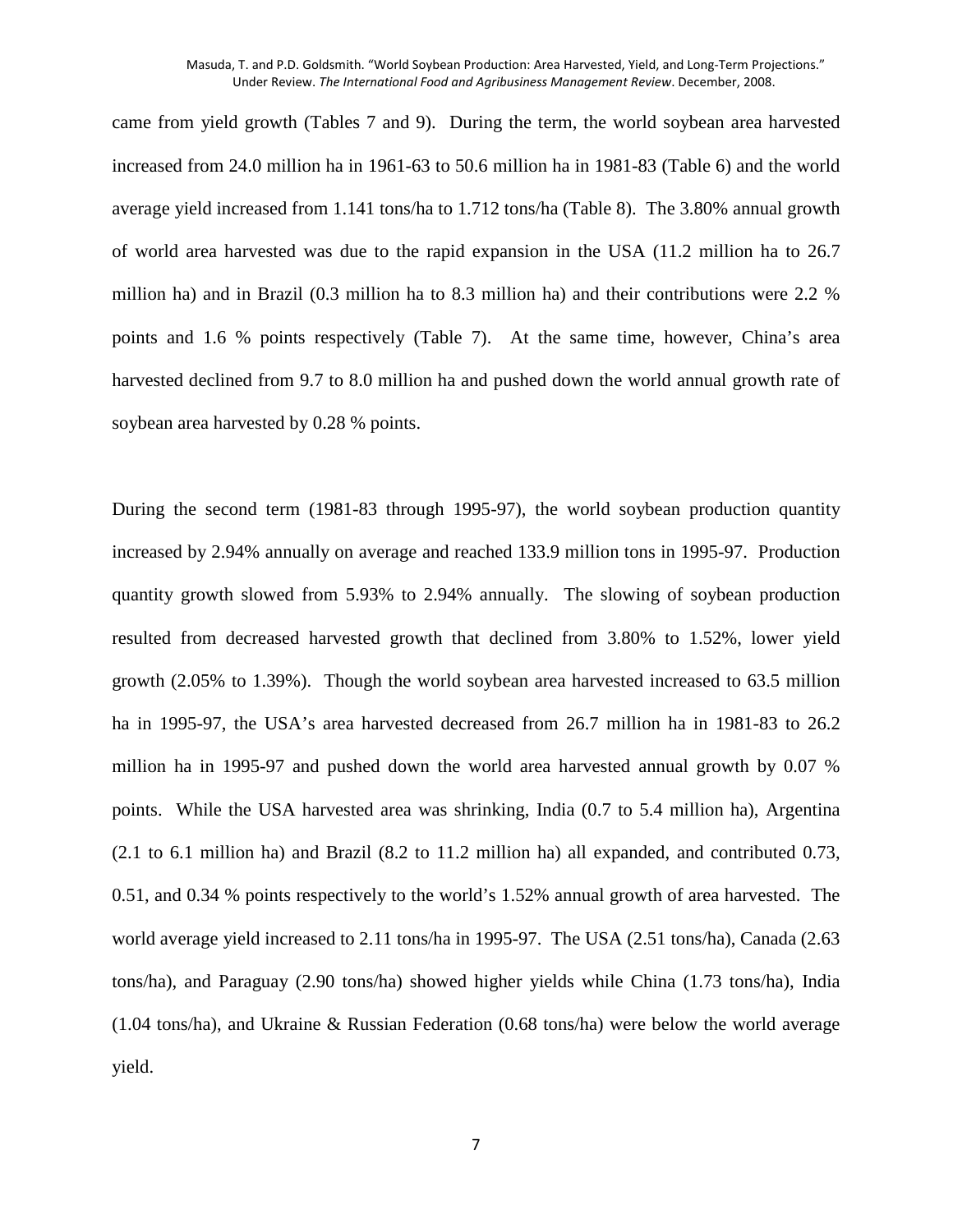came from yield growth (Tables 7 and 9). During the term, the world soybean area harvested increased from 24.0 million ha in 1961-63 to 50.6 million ha in 1981-83 (Table 6) and the world average yield increased from 1.141 tons/ha to 1.712 tons/ha (Table 8). The 3.80% annual growth of world area harvested was due to the rapid expansion in the USA (11.2 million ha to 26.7 million ha) and in Brazil (0.3 million ha to 8.3 million ha) and their contributions were 2.2 % points and 1.6 % points respectively (Table 7). At the same time, however, China's area harvested declined from 9.7 to 8.0 million ha and pushed down the world annual growth rate of soybean area harvested by 0.28 % points.

During the second term (1981-83 through 1995-97), the world soybean production quantity increased by 2.94% annually on average and reached 133.9 million tons in 1995-97. Production quantity growth slowed from 5.93% to 2.94% annually. The slowing of soybean production resulted from decreased harvested growth that declined from 3.80% to 1.52%, lower yield growth (2.05% to 1.39%). Though the world soybean area harvested increased to 63.5 million ha in 1995-97, the USA's area harvested decreased from 26.7 million ha in 1981-83 to 26.2 million ha in 1995-97 and pushed down the world area harvested annual growth by 0.07 % points. While the USA harvested area was shrinking, India (0.7 to 5.4 million ha), Argentina (2.1 to 6.1 million ha) and Brazil (8.2 to 11.2 million ha) all expanded, and contributed 0.73, 0.51, and 0.34 % points respectively to the world's 1.52% annual growth of area harvested. The world average yield increased to 2.11 tons/ha in 1995-97. The USA (2.51 tons/ha), Canada (2.63 tons/ha), and Paraguay (2.90 tons/ha) showed higher yields while China (1.73 tons/ha), India (1.04 tons/ha), and Ukraine & Russian Federation (0.68 tons/ha) were below the world average yield.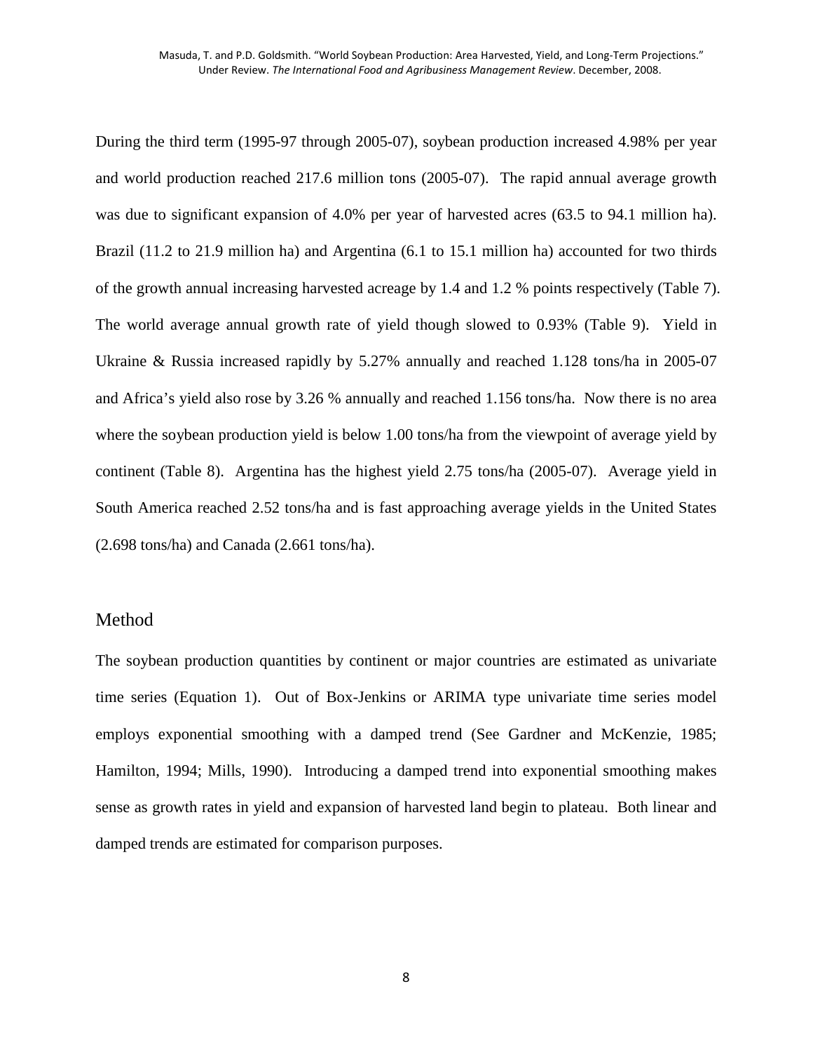During the third term (1995-97 through 2005-07), soybean production increased 4.98% per year and world production reached 217.6 million tons (2005-07). The rapid annual average growth was due to significant expansion of 4.0% per year of harvested acres (63.5 to 94.1 million ha). Brazil (11.2 to 21.9 million ha) and Argentina (6.1 to 15.1 million ha) accounted for two thirds of the growth annual increasing harvested acreage by 1.4 and 1.2 % points respectively (Table 7). The world average annual growth rate of yield though slowed to 0.93% (Table 9). Yield in Ukraine & Russia increased rapidly by 5.27% annually and reached 1.128 tons/ha in 2005-07 and Africa's yield also rose by 3.26 % annually and reached 1.156 tons/ha. Now there is no area where the soybean production yield is below 1.00 tons/ha from the viewpoint of average yield by continent (Table 8). Argentina has the highest yield 2.75 tons/ha (2005-07). Average yield in South America reached 2.52 tons/ha and is fast approaching average yields in the United States (2.698 tons/ha) and Canada (2.661 tons/ha).

## Method

The soybean production quantities by continent or major countries are estimated as univariate time series (Equation 1). Out of Box-Jenkins or ARIMA type univariate time series model employs exponential smoothing with a damped trend (See Gardner and McKenzie, 1985; Hamilton, 1994; Mills, 1990). Introducing a damped trend into exponential smoothing makes sense as growth rates in yield and expansion of harvested land begin to plateau. Both linear and damped trends are estimated for comparison purposes.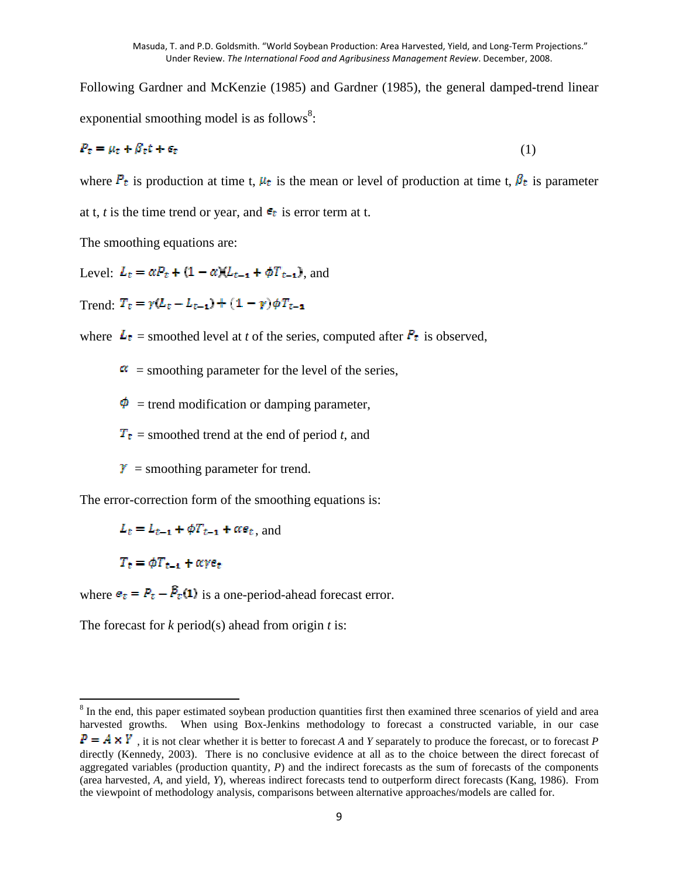Following Gardner and McKenzie (1985) and Gardner (1985), the general damped-trend linear exponential smoothing model is as follows[8]:

$$P_t = \mu_t + \beta_t t + \epsilon_t \tag{1}$$

where $P_t$ is production at time t, $\mu_t$ is the mean or level of production at time t, $\beta_t$ is parameter at t, *t* is the time trend or year, and $\epsilon_t$ is error term at t.

The smoothing equations are:

Level: $L_t = \alpha P_t + (1-\alpha)(L_{t-1} + \phi T_{t-1})$, and

Trend: $T_t = \gamma(L_t - L_{t-1}) + (1-\gamma)\phi T_{t-1}$

where $L_t$ = smoothed level at *t* of the series, computed after $P_t$ is observed,

$\alpha$ = smoothing parameter for the level of the series,

$\phi$ = trend modification or damping parameter,

$T_t$ = smoothed trend at the end of period *t*, and

$\gamma$ = smoothing parameter for trend.

The error-correction form of the smoothing equations is:

$L_t = L_{t-1} + \phi T_{t-1} + \alpha e_t$, and

$T_t = \phi T_{t-1} + \alpha\gamma e_t$

where $e_t = P_t - \hat{P}_t(1)$ is a one-period-ahead forecast error.

The forecast for *k* period(s) ahead from origin *t* is:

---

[8] In the end, this paper estimated soybean production quantities first then examined three scenarios of yield and area harvested growths. When using Box-Jenkins methodology to forecast a constructed variable, in our case $P = A \times Y$, it is not clear whether it is better to forecast *A* and *Y* separately to produce the forecast, or to forecast *P* directly (Kennedy, 2003). There is no conclusive evidence at all as to the choice between the direct forecast of aggregated variables (production quantity, *P*) and the indirect forecasts as the sum of forecasts of the components (area harvested, *A*, and yield, *Y*), whereas indirect forecasts tend to outperform direct forecasts (Kang, 1986). From the viewpoint of methodology analysis, comparisons between alternative approaches/models are called for.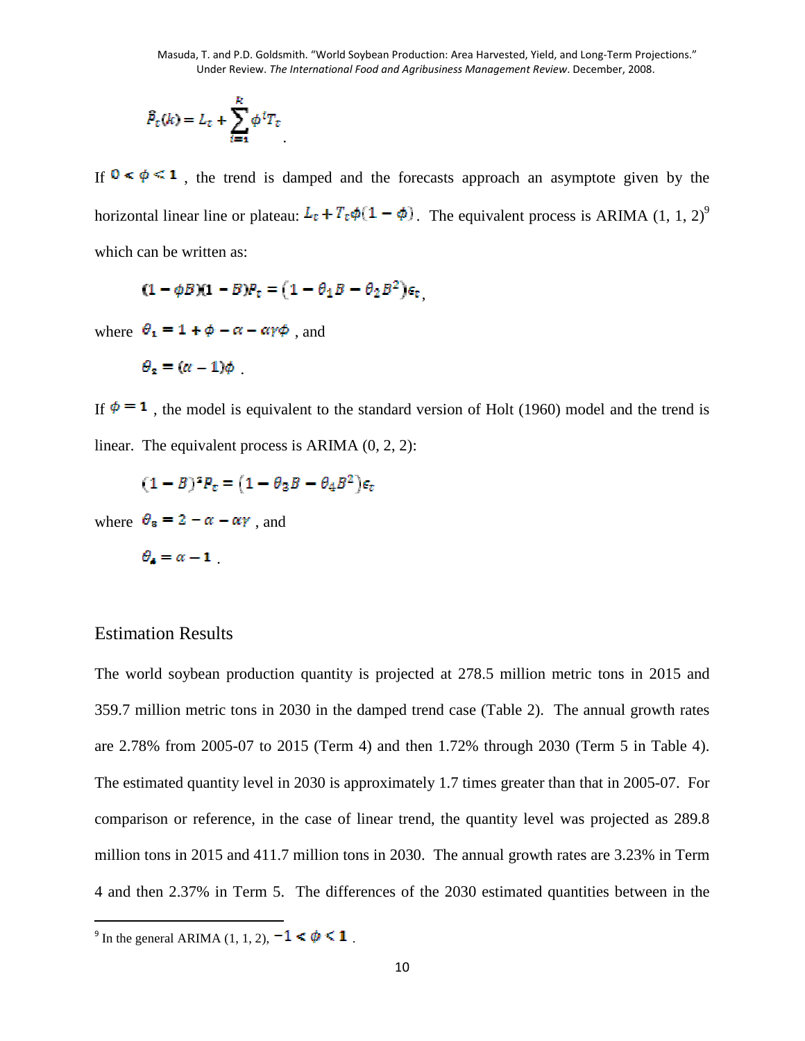$$\hat{P}_t(k) = L_t + \sum_{i=1}^{k} \phi^i T_t$$
.

If $0 < \phi < 1$, the trend is damped and the forecasts approach an asymptote given by the horizontal linear line or plateau: $L_t + T_t\phi(1-\phi)$. The equivalent process is ARIMA (1, 1, 2)[9] which can be written as:

$$(1 - \phi B)(1 - B)P_t = \left(1 - \theta_1 B - \theta_2 B^2\right)\epsilon_t,$$

where $\theta_1 = 1 + \phi - \alpha - \alpha\gamma\phi$, and

$$\theta_2 = (\alpha - 1)\phi .$$

If $\phi = 1$, the model is equivalent to the standard version of Holt (1960) model and the trend is linear. The equivalent process is ARIMA (0, 2, 2):

$$(1 - B)^2 P_t = \left(1 - \theta_3 B - \theta_4 B^2\right)\epsilon_t$$

where $\theta_3 = 2 - \alpha - \alpha\gamma$, and

$$\theta_4 = \alpha - 1 .$$

## Estimation Results

The world soybean production quantity is projected at 278.5 million metric tons in 2015 and 359.7 million metric tons in 2030 in the damped trend case (Table 2). The annual growth rates are 2.78% from 2005-07 to 2015 (Term 4) and then 1.72% through 2030 (Term 5 in Table 4). The estimated quantity level in 2030 is approximately 1.7 times greater than that in 2005-07. For comparison or reference, in the case of linear trend, the quantity level was projected as 289.8 million tons in 2015 and 411.7 million tons in 2030. The annual growth rates are 3.23% in Term 4 and then 2.37% in Term 5. The differences of the 2030 estimated quantities between in the

[9] In the general ARIMA (1, 1, 2), $-1 < \phi < 1$.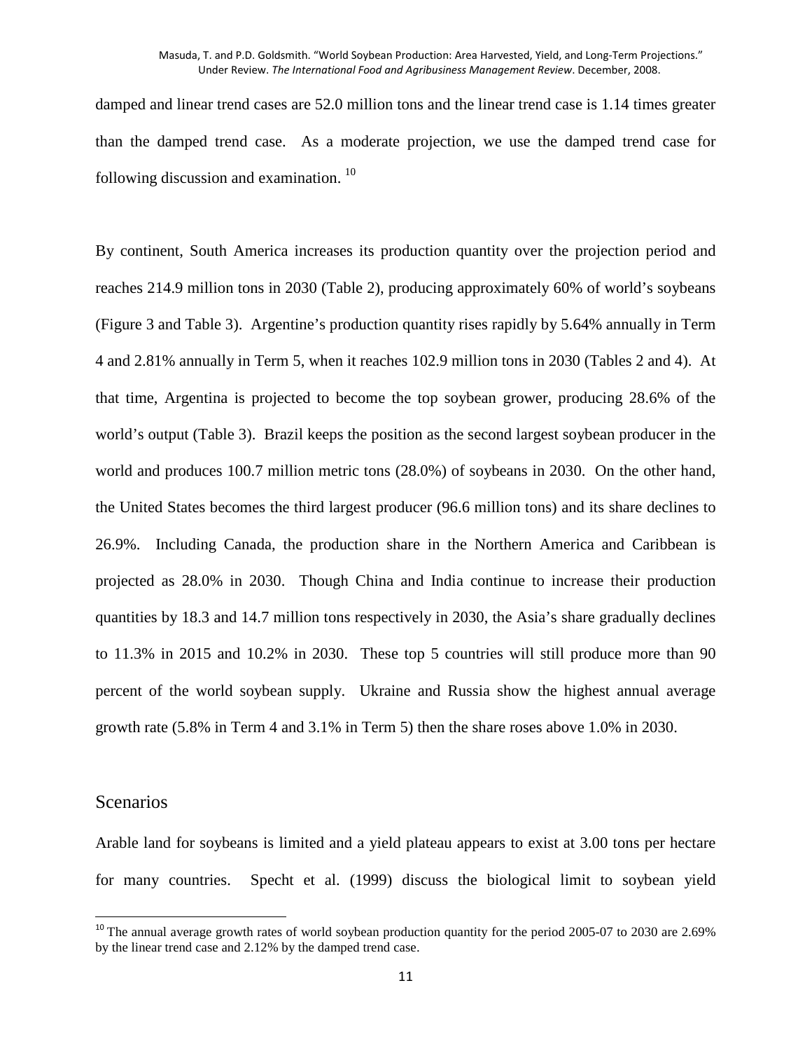damped and linear trend cases are 52.0 million tons and the linear trend case is 1.14 times greater than the damped trend case. As a moderate projection, we use the damped trend case for following discussion and examination. [10]

By continent, South America increases its production quantity over the projection period and reaches 214.9 million tons in 2030 (Table 2), producing approximately 60% of world's soybeans (Figure 3 and Table 3). Argentine's production quantity rises rapidly by 5.64% annually in Term 4 and 2.81% annually in Term 5, when it reaches 102.9 million tons in 2030 (Tables 2 and 4). At that time, Argentina is projected to become the top soybean grower, producing 28.6% of the world's output (Table 3). Brazil keeps the position as the second largest soybean producer in the world and produces 100.7 million metric tons (28.0%) of soybeans in 2030. On the other hand, the United States becomes the third largest producer (96.6 million tons) and its share declines to 26.9%. Including Canada, the production share in the Northern America and Caribbean is projected as 28.0% in 2030. Though China and India continue to increase their production quantities by 18.3 and 14.7 million tons respectively in 2030, the Asia's share gradually declines to 11.3% in 2015 and 10.2% in 2030. These top 5 countries will still produce more than 90 percent of the world soybean supply. Ukraine and Russia show the highest annual average growth rate (5.8% in Term 4 and 3.1% in Term 5) then the share roses above 1.0% in 2030.

## Scenarios

Arable land for soybeans is limited and a yield plateau appears to exist at 3.00 tons per hectare for many countries. Specht et al. (1999) discuss the biological limit to soybean yield

---

[10] The annual average growth rates of world soybean production quantity for the period 2005-07 to 2030 are 2.69% by the linear trend case and 2.12% by the damped trend case.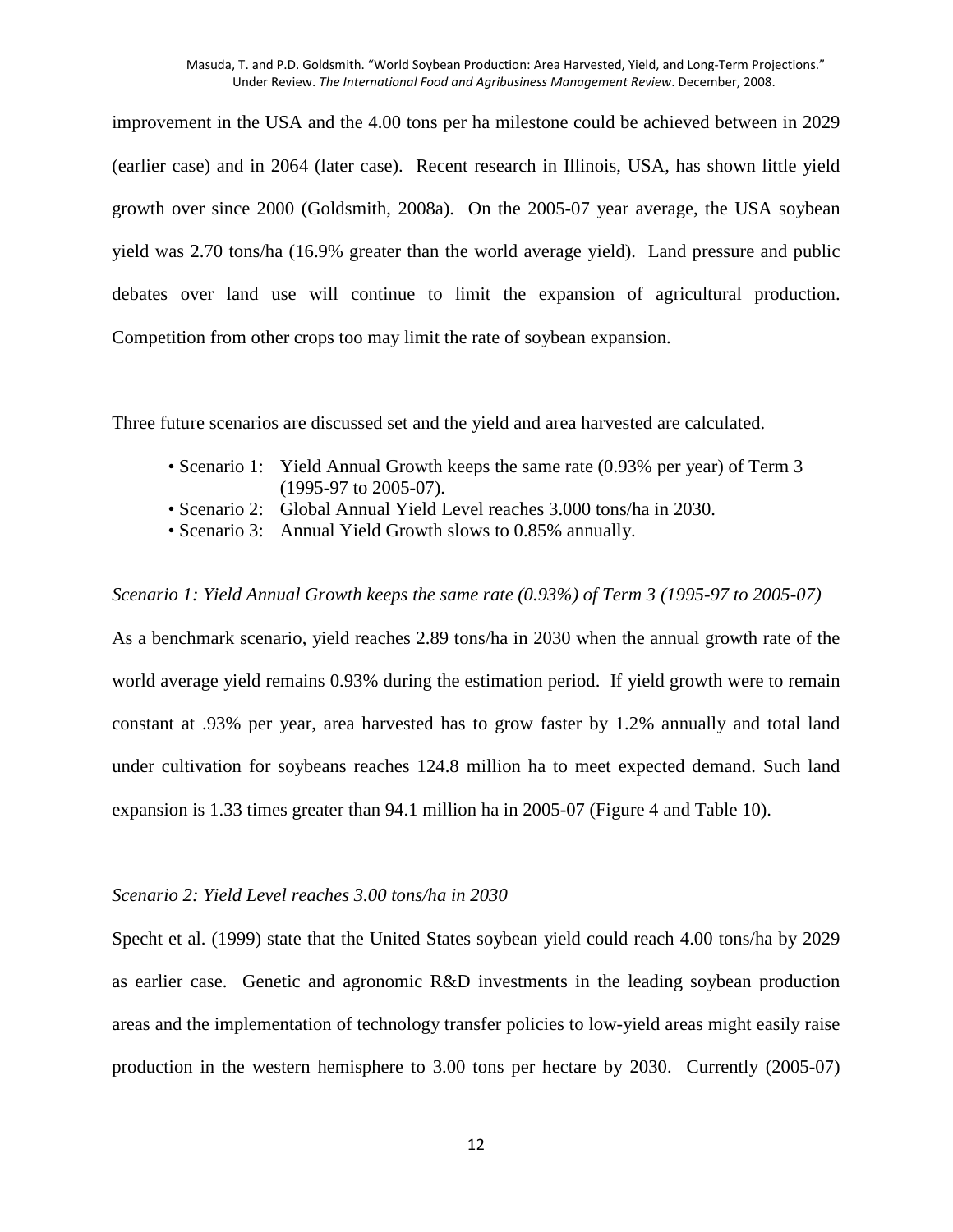improvement in the USA and the 4.00 tons per ha milestone could be achieved between in 2029 (earlier case) and in 2064 (later case). Recent research in Illinois, USA, has shown little yield growth over since 2000 (Goldsmith, 2008a). On the 2005-07 year average, the USA soybean yield was 2.70 tons/ha (16.9% greater than the world average yield). Land pressure and public debates over land use will continue to limit the expansion of agricultural production. Competition from other crops too may limit the rate of soybean expansion.

Three future scenarios are discussed set and the yield and area harvested are calculated.

- Scenario 1: Yield Annual Growth keeps the same rate (0.93% per year) of Term 3 (1995-97 to 2005-07).
- Scenario 2: Global Annual Yield Level reaches 3.000 tons/ha in 2030.
- Scenario 3: Annual Yield Growth slows to 0.85% annually.

*Scenario 1: Yield Annual Growth keeps the same rate (0.93%) of Term 3 (1995-97 to 2005-07)*

As a benchmark scenario, yield reaches 2.89 tons/ha in 2030 when the annual growth rate of the world average yield remains 0.93% during the estimation period. If yield growth were to remain constant at .93% per year, area harvested has to grow faster by 1.2% annually and total land under cultivation for soybeans reaches 124.8 million ha to meet expected demand. Such land expansion is 1.33 times greater than 94.1 million ha in 2005-07 (Figure 4 and Table 10).

*Scenario 2: Yield Level reaches 3.00 tons/ha in 2030*

Specht et al. (1999) state that the United States soybean yield could reach 4.00 tons/ha by 2029 as earlier case. Genetic and agronomic R&D investments in the leading soybean production areas and the implementation of technology transfer policies to low-yield areas might easily raise production in the western hemisphere to 3.00 tons per hectare by 2030. Currently (2005-07)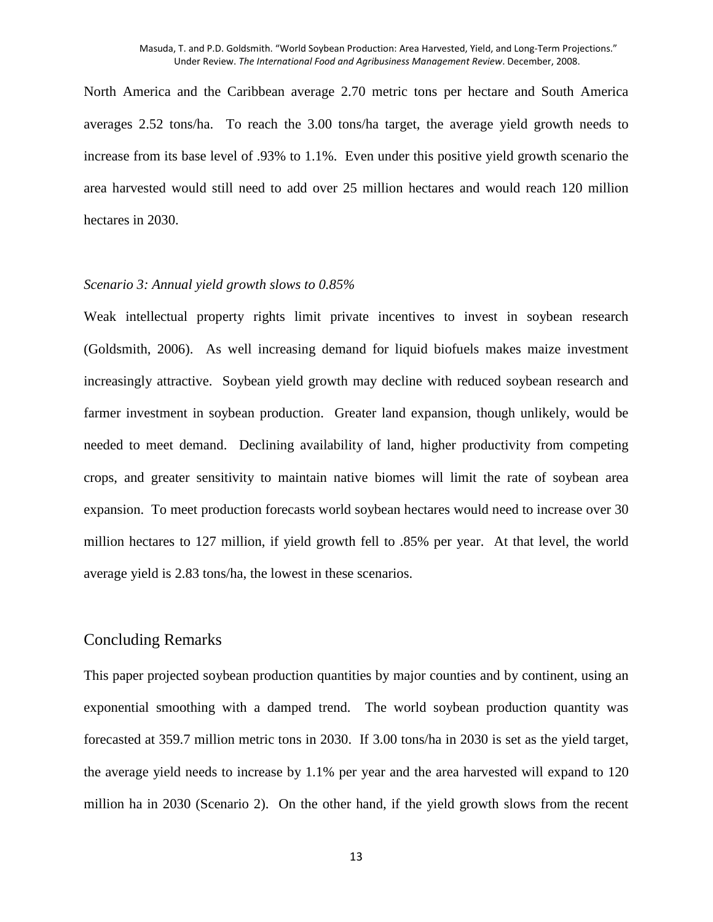North America and the Caribbean average 2.70 metric tons per hectare and South America averages 2.52 tons/ha. To reach the 3.00 tons/ha target, the average yield growth needs to increase from its base level of .93% to 1.1%. Even under this positive yield growth scenario the area harvested would still need to add over 25 million hectares and would reach 120 million hectares in 2030.

*Scenario 3: Annual yield growth slows to 0.85%*

Weak intellectual property rights limit private incentives to invest in soybean research (Goldsmith, 2006). As well increasing demand for liquid biofuels makes maize investment increasingly attractive. Soybean yield growth may decline with reduced soybean research and farmer investment in soybean production. Greater land expansion, though unlikely, would be needed to meet demand. Declining availability of land, higher productivity from competing crops, and greater sensitivity to maintain native biomes will limit the rate of soybean area expansion. To meet production forecasts world soybean hectares would need to increase over 30 million hectares to 127 million, if yield growth fell to .85% per year. At that level, the world average yield is 2.83 tons/ha, the lowest in these scenarios.

## Concluding Remarks

This paper projected soybean production quantities by major counties and by continent, using an exponential smoothing with a damped trend. The world soybean production quantity was forecasted at 359.7 million metric tons in 2030. If 3.00 tons/ha in 2030 is set as the yield target, the average yield needs to increase by 1.1% per year and the area harvested will expand to 120 million ha in 2030 (Scenario 2). On the other hand, if the yield growth slows from the recent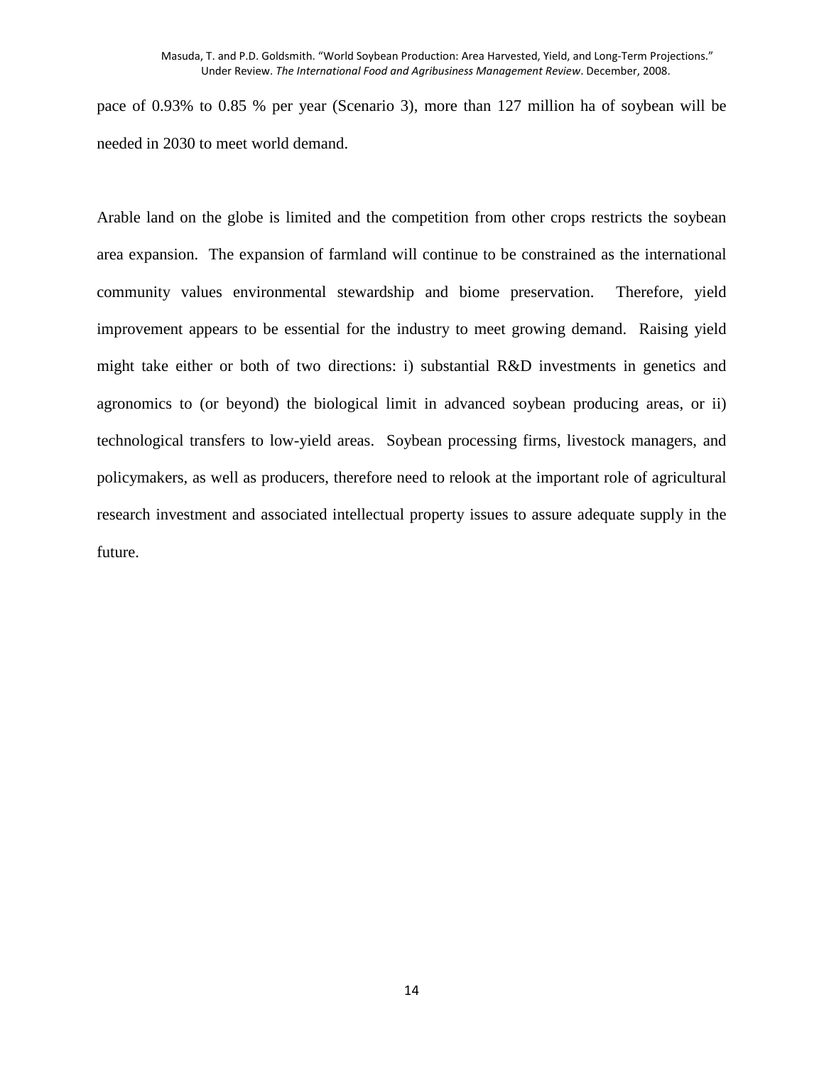pace of 0.93% to 0.85 % per year (Scenario 3), more than 127 million ha of soybean will be needed in 2030 to meet world demand.

Arable land on the globe is limited and the competition from other crops restricts the soybean area expansion. The expansion of farmland will continue to be constrained as the international community values environmental stewardship and biome preservation. Therefore, yield improvement appears to be essential for the industry to meet growing demand. Raising yield might take either or both of two directions: i) substantial R&D investments in genetics and agronomics to (or beyond) the biological limit in advanced soybean producing areas, or ii) technological transfers to low-yield areas. Soybean processing firms, livestock managers, and policymakers, as well as producers, therefore need to relook at the important role of agricultural research investment and associated intellectual property issues to assure adequate supply in the future.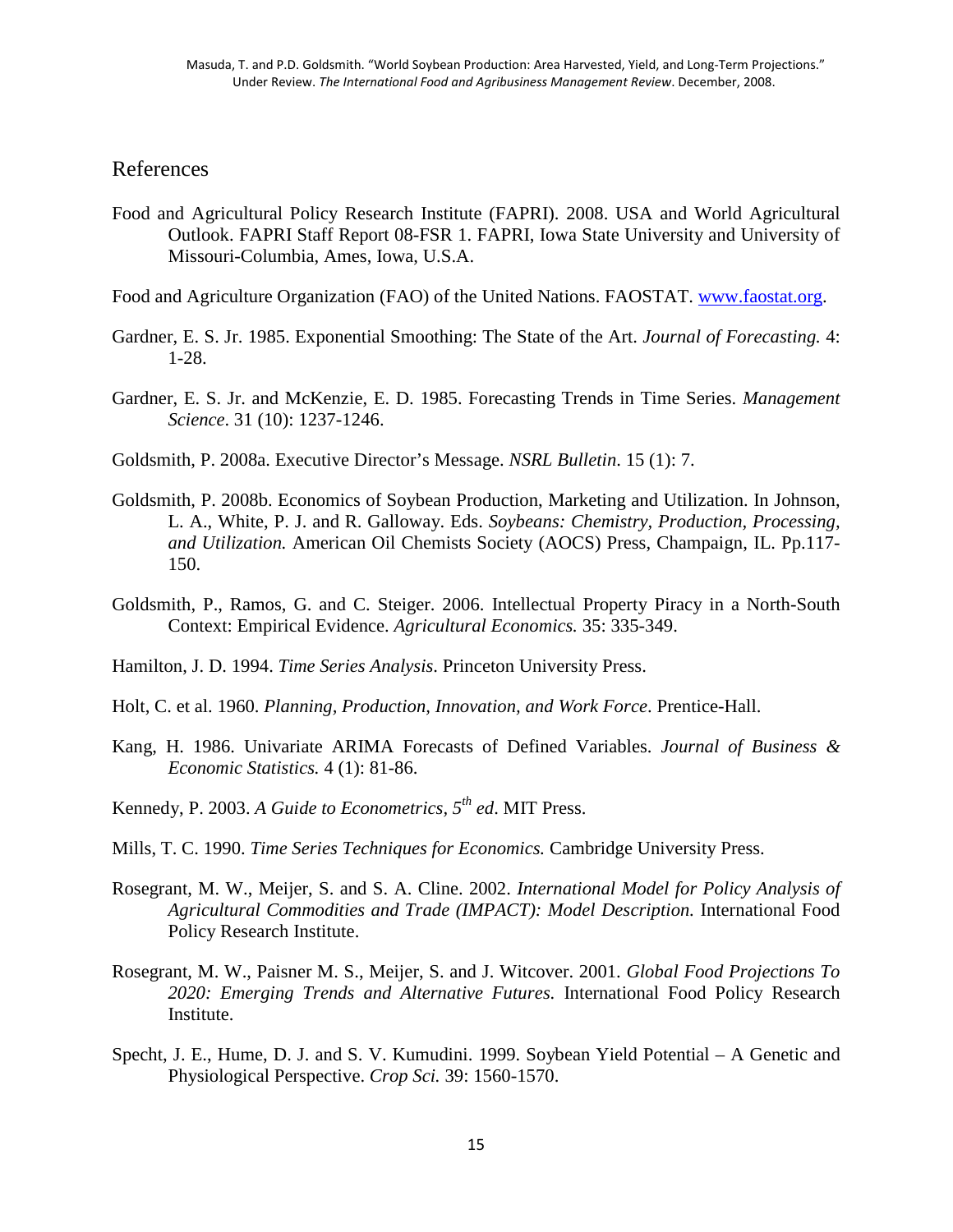## References

Food and Agricultural Policy Research Institute (FAPRI). 2008. USA and World Agricultural Outlook. FAPRI Staff Report 08-FSR 1. FAPRI, Iowa State University and University of Missouri-Columbia, Ames, Iowa, U.S.A.

Food and Agriculture Organization (FAO) of the United Nations. FAOSTAT. www.faostat.org.

Gardner, E. S. Jr. 1985. Exponential Smoothing: The State of the Art. *Journal of Forecasting.* 4: 1-28.

Gardner, E. S. Jr. and McKenzie, E. D. 1985. Forecasting Trends in Time Series. *Management Science*. 31 (10): 1237-1246.

Goldsmith, P. 2008a. Executive Director's Message. *NSRL Bulletin*. 15 (1): 7.

Goldsmith, P. 2008b. Economics of Soybean Production, Marketing and Utilization. In Johnson, L. A., White, P. J. and R. Galloway. Eds. *Soybeans: Chemistry, Production, Processing, and Utilization.* American Oil Chemists Society (AOCS) Press, Champaign, IL. Pp.117-150.

Goldsmith, P., Ramos, G. and C. Steiger. 2006. Intellectual Property Piracy in a North-South Context: Empirical Evidence. *Agricultural Economics.* 35: 335-349.

Hamilton, J. D. 1994. *Time Series Analysis*. Princeton University Press.

Holt, C. et al. 1960. *Planning, Production, Innovation, and Work Force*. Prentice-Hall.

Kang, H. 1986. Univariate ARIMA Forecasts of Defined Variables. *Journal of Business & Economic Statistics.* 4 (1): 81-86.

Kennedy, P. 2003. *A Guide to Econometrics, 5th ed*. MIT Press.

Mills, T. C. 1990. *Time Series Techniques for Economics.* Cambridge University Press.

Rosegrant, M. W., Meijer, S. and S. A. Cline. 2002. *International Model for Policy Analysis of Agricultural Commodities and Trade (IMPACT): Model Description.* International Food Policy Research Institute.

Rosegrant, M. W., Paisner M. S., Meijer, S. and J. Witcover. 2001. *Global Food Projections To 2020: Emerging Trends and Alternative Futures.* International Food Policy Research Institute.

Specht, J. E., Hume, D. J. and S. V. Kumudini. 1999. Soybean Yield Potential – A Genetic and Physiological Perspective. *Crop Sci.* 39: 1560-1570.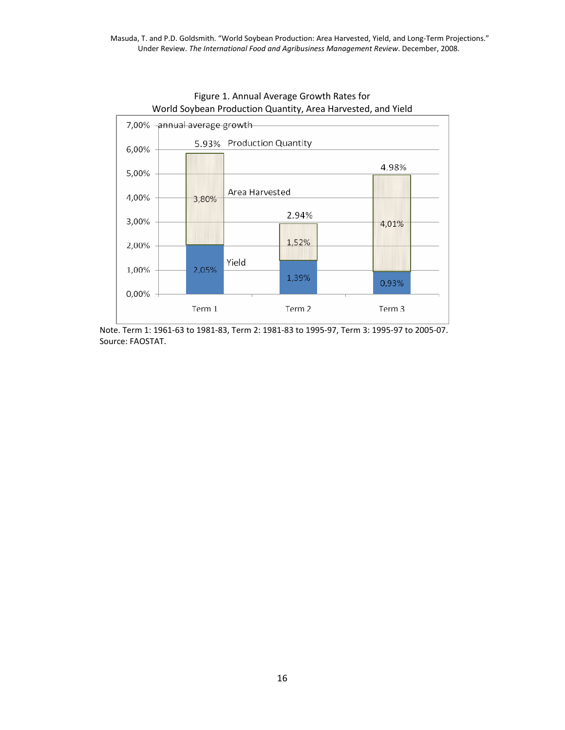Figure 1. Annual Average Growth Rates for World Soybean Production Quantity, Area Harvested, and Yield

| | Term 1 | Term 2 | Term 3 |
|---|---|---|---|
| Production Quantity | 5.93% | 2.94% | 4.98% |
| Area Harvested | 3,80% | 1,52% | 4,01% |
| Yield | 2,05% | 1,39% | 0,93% |

Note. Term 1: 1961-63 to 1981-83, Term 2: 1981-83 to 1995-97, Term 3: 1995-97 to 2005-07.
Source: FAOSTAT.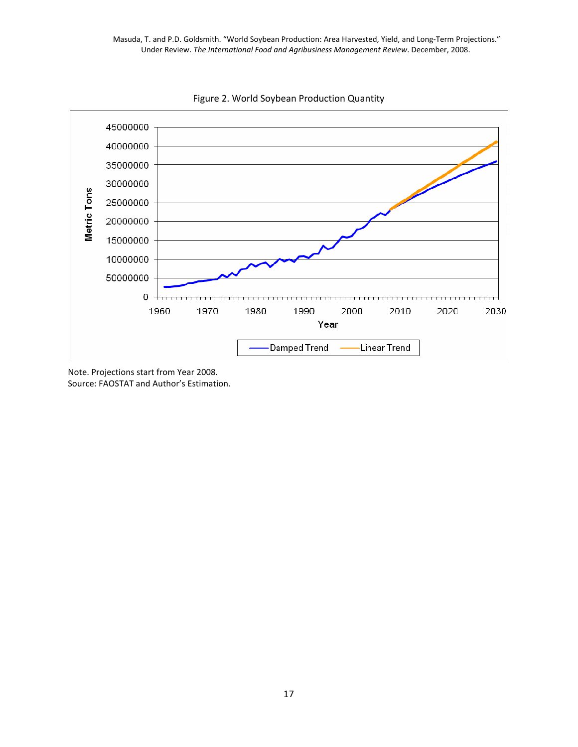Figure 2. World Soybean Production Quantity

Note. Projections start from Year 2008.
Source: FAOSTAT and Author's Estimation.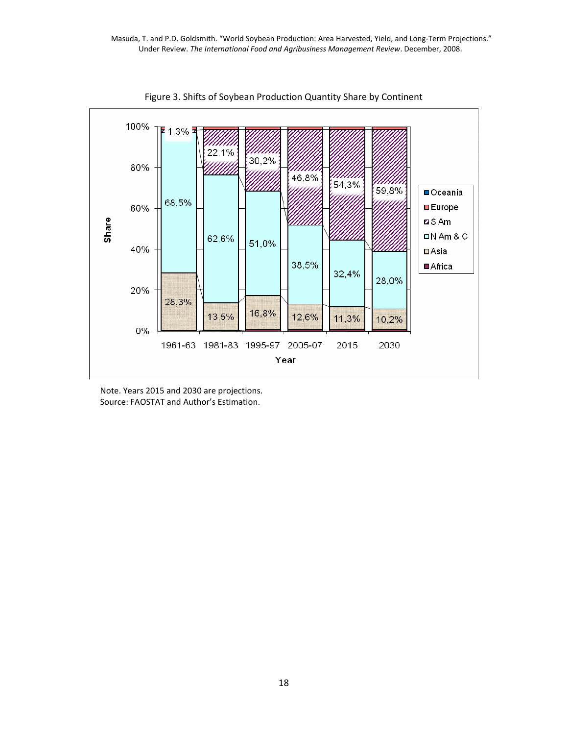Figure 3. Shifts of Soybean Production Quantity Share by Continent

Note. Years 2015 and 2030 are projections.
Source: FAOSTAT and Author's Estimation.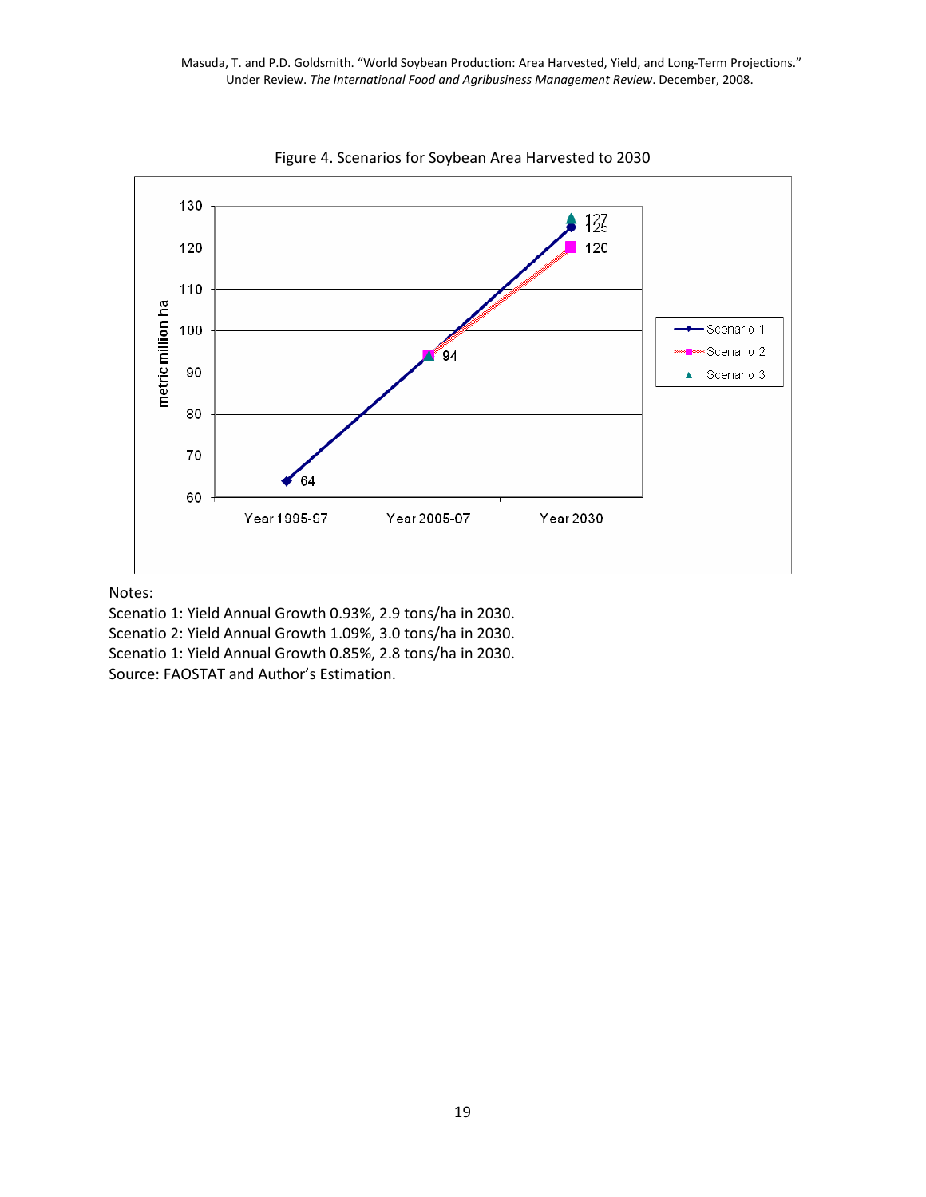Figure 4. Scenarios for Soybean Area Harvested to 2030

Notes:
Scenatio 1: Yield Annual Growth 0.93%, 2.9 tons/ha in 2030.
Scenatio 2: Yield Annual Growth 1.09%, 3.0 tons/ha in 2030.
Scenatio 1: Yield Annual Growth 0.85%, 2.8 tons/ha in 2030.
Source: FAOSTAT and Author's Estimation.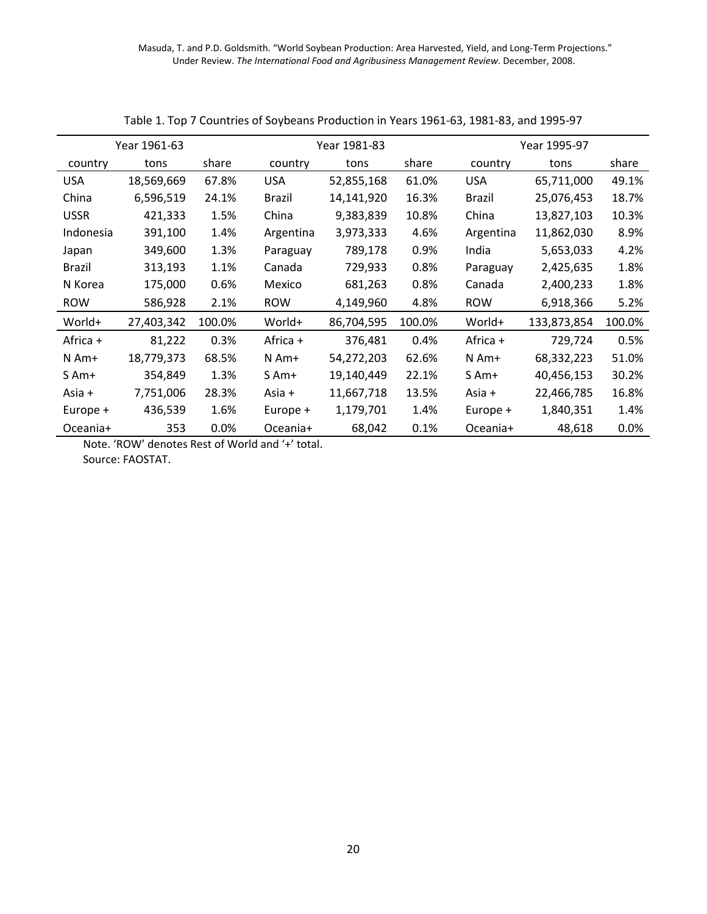Table 1. Top 7 Countries of Soybeans Production in Years 1961-63, 1981-83, and 1995-97

| Year 1961-63 | | | Year 1981-83 | | | Year 1995-97 | | |
|---|---|---|---|---|---|---|---|---|
| country | tons | share | country | tons | share | country | tons | share |
| USA | 18,569,669 | 67.8% | USA | 52,855,168 | 61.0% | USA | 65,711,000 | 49.1% |
| China | 6,596,519 | 24.1% | Brazil | 14,141,920 | 16.3% | Brazil | 25,076,453 | 18.7% |
| USSR | 421,333 | 1.5% | China | 9,383,839 | 10.8% | China | 13,827,103 | 10.3% |
| Indonesia | 391,100 | 1.4% | Argentina | 3,973,333 | 4.6% | Argentina | 11,862,030 | 8.9% |
| Japan | 349,600 | 1.3% | Paraguay | 789,178 | 0.9% | India | 5,653,033 | 4.2% |
| Brazil | 313,193 | 1.1% | Canada | 729,933 | 0.8% | Paraguay | 2,425,635 | 1.8% |
| N Korea | 175,000 | 0.6% | Mexico | 681,263 | 0.8% | Canada | 2,400,233 | 1.8% |
| ROW | 586,928 | 2.1% | ROW | 4,149,960 | 4.8% | ROW | 6,918,366 | 5.2% |
| World+ | 27,403,342 | 100.0% | World+ | 86,704,595 | 100.0% | World+ | 133,873,854 | 100.0% |
| Africa + | 81,222 | 0.3% | Africa + | 376,481 | 0.4% | Africa + | 729,724 | 0.5% |
| N Am+ | 18,779,373 | 68.5% | N Am+ | 54,272,203 | 62.6% | N Am+ | 68,332,223 | 51.0% |
| S Am+ | 354,849 | 1.3% | S Am+ | 19,140,449 | 22.1% | S Am+ | 40,456,153 | 30.2% |
| Asia + | 7,751,006 | 28.3% | Asia + | 11,667,718 | 13.5% | Asia + | 22,466,785 | 16.8% |
| Europe + | 436,539 | 1.6% | Europe + | 1,179,701 | 1.4% | Europe + | 1,840,351 | 1.4% |
| Oceania+ | 353 | 0.0% | Oceania+ | 68,042 | 0.1% | Oceania+ | 48,618 | 0.0% |

Note. 'ROW' denotes Rest of World and '+' total.

Source: FAOSTAT.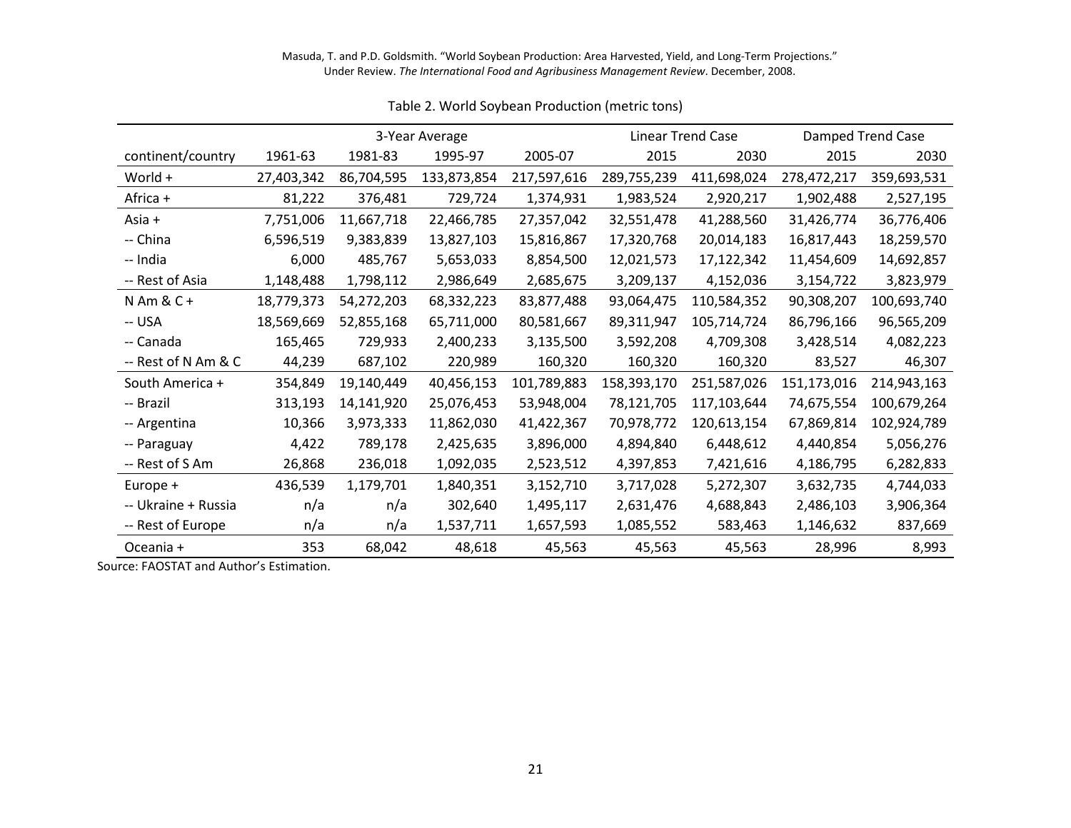Table 2. World Soybean Production (metric tons)

| | 3-Year Average | | | | Linear Trend Case | | Damped Trend Case | |
|---|---|---|---|---|---|---|---|---|
| continent/country | 1961-63 | 1981-83 | 1995-97 | 2005-07 | 2015 | 2030 | 2015 | 2030 |
| World + | 27,403,342 | 86,704,595 | 133,873,854 | 217,597,616 | 289,755,239 | 411,698,024 | 278,472,217 | 359,693,531 |
| Africa + | 81,222 | 376,481 | 729,724 | 1,374,931 | 1,983,524 | 2,920,217 | 1,902,488 | 2,527,195 |
| Asia + | 7,751,006 | 11,667,718 | 22,466,785 | 27,357,042 | 32,551,478 | 41,288,560 | 31,426,774 | 36,776,406 |
| -- China | 6,596,519 | 9,383,839 | 13,827,103 | 15,816,867 | 17,320,768 | 20,014,183 | 16,817,443 | 18,259,570 |
| -- India | 6,000 | 485,767 | 5,653,033 | 8,854,500 | 12,021,573 | 17,122,342 | 11,454,609 | 14,692,857 |
| -- Rest of Asia | 1,148,488 | 1,798,112 | 2,986,649 | 2,685,675 | 3,209,137 | 4,152,036 | 3,154,722 | 3,823,979 |
| N Am & C + | 18,779,373 | 54,272,203 | 68,332,223 | 83,877,488 | 93,064,475 | 110,584,352 | 90,308,207 | 100,693,740 |
| -- USA | 18,569,669 | 52,855,168 | 65,711,000 | 80,581,667 | 89,311,947 | 105,714,724 | 86,796,166 | 96,565,209 |
| -- Canada | 165,465 | 729,933 | 2,400,233 | 3,135,500 | 3,592,208 | 4,709,308 | 3,428,514 | 4,082,223 |
| -- Rest of N Am & C | 44,239 | 687,102 | 220,989 | 160,320 | 160,320 | 160,320 | 83,527 | 46,307 |
| South America + | 354,849 | 19,140,449 | 40,456,153 | 101,789,883 | 158,393,170 | 251,587,026 | 151,173,016 | 214,943,163 |
| -- Brazil | 313,193 | 14,141,920 | 25,076,453 | 53,948,004 | 78,121,705 | 117,103,644 | 74,675,554 | 100,679,264 |
| -- Argentina | 10,366 | 3,973,333 | 11,862,030 | 41,422,367 | 70,978,772 | 120,613,154 | 67,869,814 | 102,924,789 |
| -- Paraguay | 4,422 | 789,178 | 2,425,635 | 3,896,000 | 4,894,840 | 6,448,612 | 4,440,854 | 5,056,276 |
| -- Rest of S Am | 26,868 | 236,018 | 1,092,035 | 2,523,512 | 4,397,853 | 7,421,616 | 4,186,795 | 6,282,833 |
| Europe + | 436,539 | 1,179,701 | 1,840,351 | 3,152,710 | 3,717,028 | 5,272,307 | 3,632,735 | 4,744,033 |
| -- Ukraine + Russia | n/a | n/a | 302,640 | 1,495,117 | 2,631,476 | 4,688,843 | 2,486,103 | 3,906,364 |
| -- Rest of Europe | n/a | n/a | 1,537,711 | 1,657,593 | 1,085,552 | 583,463 | 1,146,632 | 837,669 |
| Oceania + | 353 | 68,042 | 48,618 | 45,563 | 45,563 | 45,563 | 28,996 | 8,993 |

Source: FAOSTAT and Author's Estimation.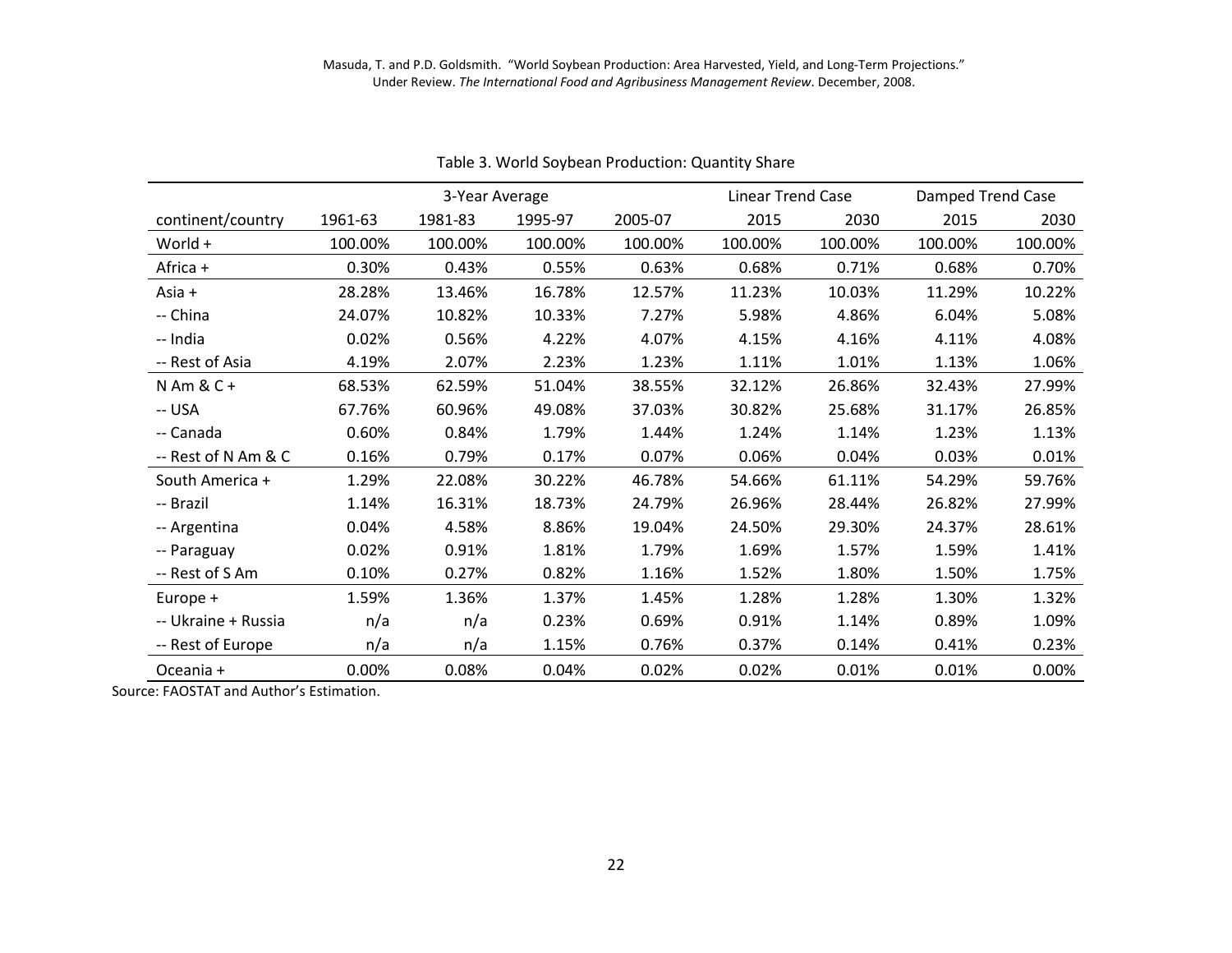Table 3. World Soybean Production: Quantity Share

| | 3-Year Average | | | | Linear Trend Case | | Damped Trend Case | |
|---|---|---|---|---|---|---|---|---|
| continent/country | 1961-63 | 1981-83 | 1995-97 | 2005-07 | 2015 | 2030 | 2015 | 2030 |
| World + | 100.00% | 100.00% | 100.00% | 100.00% | 100.00% | 100.00% | 100.00% | 100.00% |
| Africa + | 0.30% | 0.43% | 0.55% | 0.63% | 0.68% | 0.71% | 0.68% | 0.70% |
| Asia + | 28.28% | 13.46% | 16.78% | 12.57% | 11.23% | 10.03% | 11.29% | 10.22% |
| -- China | 24.07% | 10.82% | 10.33% | 7.27% | 5.98% | 4.86% | 6.04% | 5.08% |
| -- India | 0.02% | 0.56% | 4.22% | 4.07% | 4.15% | 4.16% | 4.11% | 4.08% |
| -- Rest of Asia | 4.19% | 2.07% | 2.23% | 1.23% | 1.11% | 1.01% | 1.13% | 1.06% |
| N Am & C + | 68.53% | 62.59% | 51.04% | 38.55% | 32.12% | 26.86% | 32.43% | 27.99% |
| -- USA | 67.76% | 60.96% | 49.08% | 37.03% | 30.82% | 25.68% | 31.17% | 26.85% |
| -- Canada | 0.60% | 0.84% | 1.79% | 1.44% | 1.24% | 1.14% | 1.23% | 1.13% |
| -- Rest of N Am & C | 0.16% | 0.79% | 0.17% | 0.07% | 0.06% | 0.04% | 0.03% | 0.01% |
| South America + | 1.29% | 22.08% | 30.22% | 46.78% | 54.66% | 61.11% | 54.29% | 59.76% |
| -- Brazil | 1.14% | 16.31% | 18.73% | 24.79% | 26.96% | 28.44% | 26.82% | 27.99% |
| -- Argentina | 0.04% | 4.58% | 8.86% | 19.04% | 24.50% | 29.30% | 24.37% | 28.61% |
| -- Paraguay | 0.02% | 0.91% | 1.81% | 1.79% | 1.69% | 1.57% | 1.59% | 1.41% |
| -- Rest of S Am | 0.10% | 0.27% | 0.82% | 1.16% | 1.52% | 1.80% | 1.50% | 1.75% |
| Europe + | 1.59% | 1.36% | 1.37% | 1.45% | 1.28% | 1.28% | 1.30% | 1.32% |
| -- Ukraine + Russia | n/a | n/a | 0.23% | 0.69% | 0.91% | 1.14% | 0.89% | 1.09% |
| -- Rest of Europe | n/a | n/a | 1.15% | 0.76% | 0.37% | 0.14% | 0.41% | 0.23% |
| Oceania + | 0.00% | 0.08% | 0.04% | 0.02% | 0.02% | 0.01% | 0.01% | 0.00% |

Source: FAOSTAT and Author's Estimation.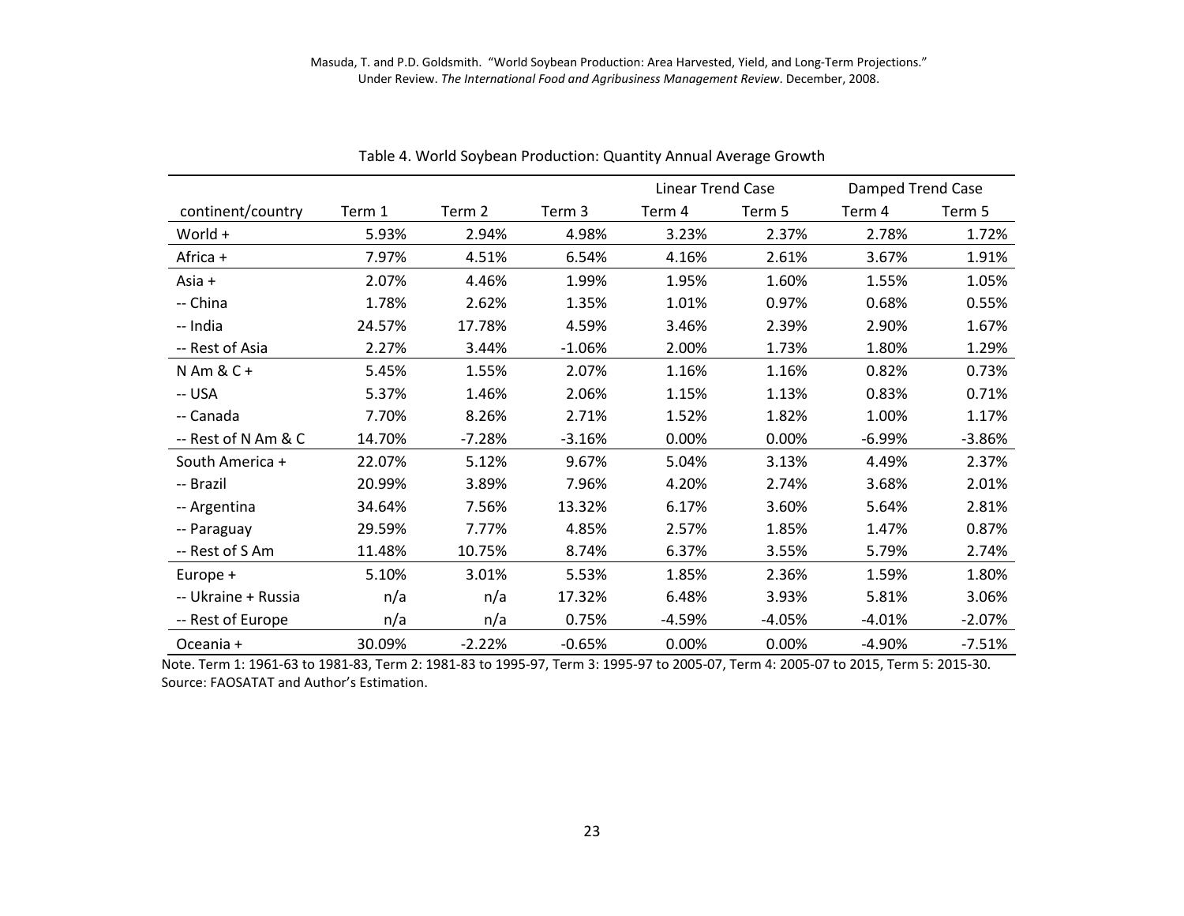Table 4. World Soybean Production: Quantity Annual Average Growth

| | | | | Linear Trend Case | | Damped Trend Case | |
|---|---|---|---|---|---|---|---|
| continent/country | Term 1 | Term 2 | Term 3 | Term 4 | Term 5 | Term 4 | Term 5 |
| World + | 5.93% | 2.94% | 4.98% | 3.23% | 2.37% | 2.78% | 1.72% |
| Africa + | 7.97% | 4.51% | 6.54% | 4.16% | 2.61% | 3.67% | 1.91% |
| Asia + | 2.07% | 4.46% | 1.99% | 1.95% | 1.60% | 1.55% | 1.05% |
| -- China | 1.78% | 2.62% | 1.35% | 1.01% | 0.97% | 0.68% | 0.55% |
| -- India | 24.57% | 17.78% | 4.59% | 3.46% | 2.39% | 2.90% | 1.67% |
| -- Rest of Asia | 2.27% | 3.44% | -1.06% | 2.00% | 1.73% | 1.80% | 1.29% |
| N Am & C + | 5.45% | 1.55% | 2.07% | 1.16% | 1.16% | 0.82% | 0.73% |
| -- USA | 5.37% | 1.46% | 2.06% | 1.15% | 1.13% | 0.83% | 0.71% |
| -- Canada | 7.70% | 8.26% | 2.71% | 1.52% | 1.82% | 1.00% | 1.17% |
| -- Rest of N Am & C | 14.70% | -7.28% | -3.16% | 0.00% | 0.00% | -6.99% | -3.86% |
| South America + | 22.07% | 5.12% | 9.67% | 5.04% | 3.13% | 4.49% | 2.37% |
| -- Brazil | 20.99% | 3.89% | 7.96% | 4.20% | 2.74% | 3.68% | 2.01% |
| -- Argentina | 34.64% | 7.56% | 13.32% | 6.17% | 3.60% | 5.64% | 2.81% |
| -- Paraguay | 29.59% | 7.77% | 4.85% | 2.57% | 1.85% | 1.47% | 0.87% |
| -- Rest of S Am | 11.48% | 10.75% | 8.74% | 6.37% | 3.55% | 5.79% | 2.74% |
| Europe + | 5.10% | 3.01% | 5.53% | 1.85% | 2.36% | 1.59% | 1.80% |
| -- Ukraine + Russia | n/a | n/a | 17.32% | 6.48% | 3.93% | 5.81% | 3.06% |
| -- Rest of Europe | n/a | n/a | 0.75% | -4.59% | -4.05% | -4.01% | -2.07% |
| Oceania + | 30.09% | -2.22% | -0.65% | 0.00% | 0.00% | -4.90% | -7.51% |

Note. Term 1: 1961-63 to 1981-83, Term 2: 1981-83 to 1995-97, Term 3: 1995-97 to 2005-07, Term 4: 2005-07 to 2015, Term 5: 2015-30.
Source: FAOSATAT and Author's Estimation.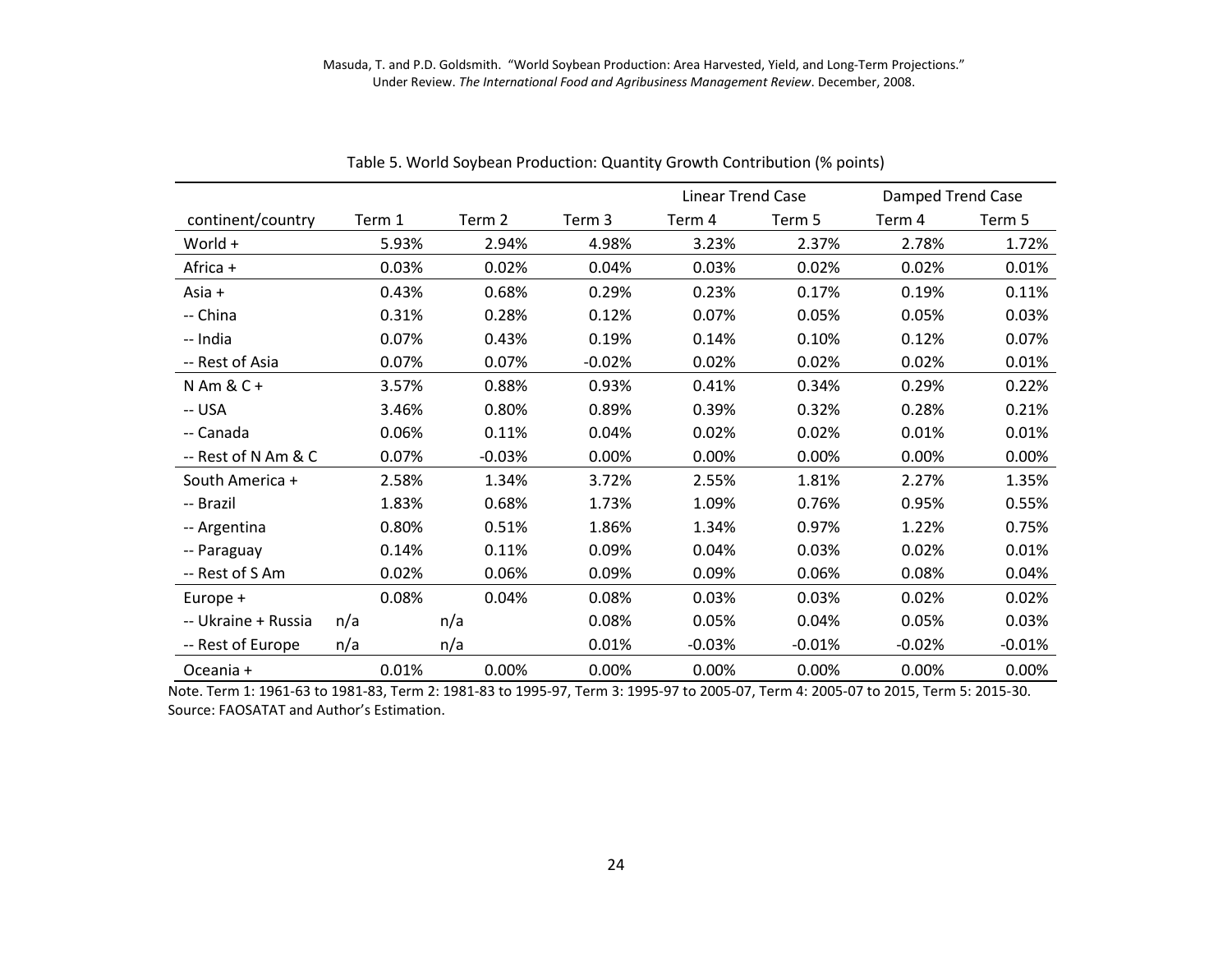Table 5. World Soybean Production: Quantity Growth Contribution (% points)

| | | | | Linear Trend Case | | Damped Trend Case | |
|---|---|---|---|---|---|---|---|
| continent/country | Term 1 | Term 2 | Term 3 | Term 4 | Term 5 | Term 4 | Term 5 |
| World + | 5.93% | 2.94% | 4.98% | 3.23% | 2.37% | 2.78% | 1.72% |
| Africa + | 0.03% | 0.02% | 0.04% | 0.03% | 0.02% | 0.02% | 0.01% |
| Asia + | 0.43% | 0.68% | 0.29% | 0.23% | 0.17% | 0.19% | 0.11% |
| -- China | 0.31% | 0.28% | 0.12% | 0.07% | 0.05% | 0.05% | 0.03% |
| -- India | 0.07% | 0.43% | 0.19% | 0.14% | 0.10% | 0.12% | 0.07% |
| -- Rest of Asia | 0.07% | 0.07% | -0.02% | 0.02% | 0.02% | 0.02% | 0.01% |
| N Am & C + | 3.57% | 0.88% | 0.93% | 0.41% | 0.34% | 0.29% | 0.22% |
| -- USA | 3.46% | 0.80% | 0.89% | 0.39% | 0.32% | 0.28% | 0.21% |
| -- Canada | 0.06% | 0.11% | 0.04% | 0.02% | 0.02% | 0.01% | 0.01% |
| -- Rest of N Am & C | 0.07% | -0.03% | 0.00% | 0.00% | 0.00% | 0.00% | 0.00% |
| South America + | 2.58% | 1.34% | 3.72% | 2.55% | 1.81% | 2.27% | 1.35% |
| -- Brazil | 1.83% | 0.68% | 1.73% | 1.09% | 0.76% | 0.95% | 0.55% |
| -- Argentina | 0.80% | 0.51% | 1.86% | 1.34% | 0.97% | 1.22% | 0.75% |
| -- Paraguay | 0.14% | 0.11% | 0.09% | 0.04% | 0.03% | 0.02% | 0.01% |
| -- Rest of S Am | 0.02% | 0.06% | 0.09% | 0.09% | 0.06% | 0.08% | 0.04% |
| Europe + | 0.08% | 0.04% | 0.08% | 0.03% | 0.03% | 0.02% | 0.02% |
| -- Ukraine + Russia | n/a | n/a | 0.08% | 0.05% | 0.04% | 0.05% | 0.03% |
| -- Rest of Europe | n/a | n/a | 0.01% | -0.03% | -0.01% | -0.02% | -0.01% |
| Oceania + | 0.01% | 0.00% | 0.00% | 0.00% | 0.00% | 0.00% | 0.00% |

Note. Term 1: 1961-63 to 1981-83, Term 2: 1981-83 to 1995-97, Term 3: 1995-97 to 2005-07, Term 4: 2005-07 to 2015, Term 5: 2015-30.
Source: FAOSATAT and Author's Estimation.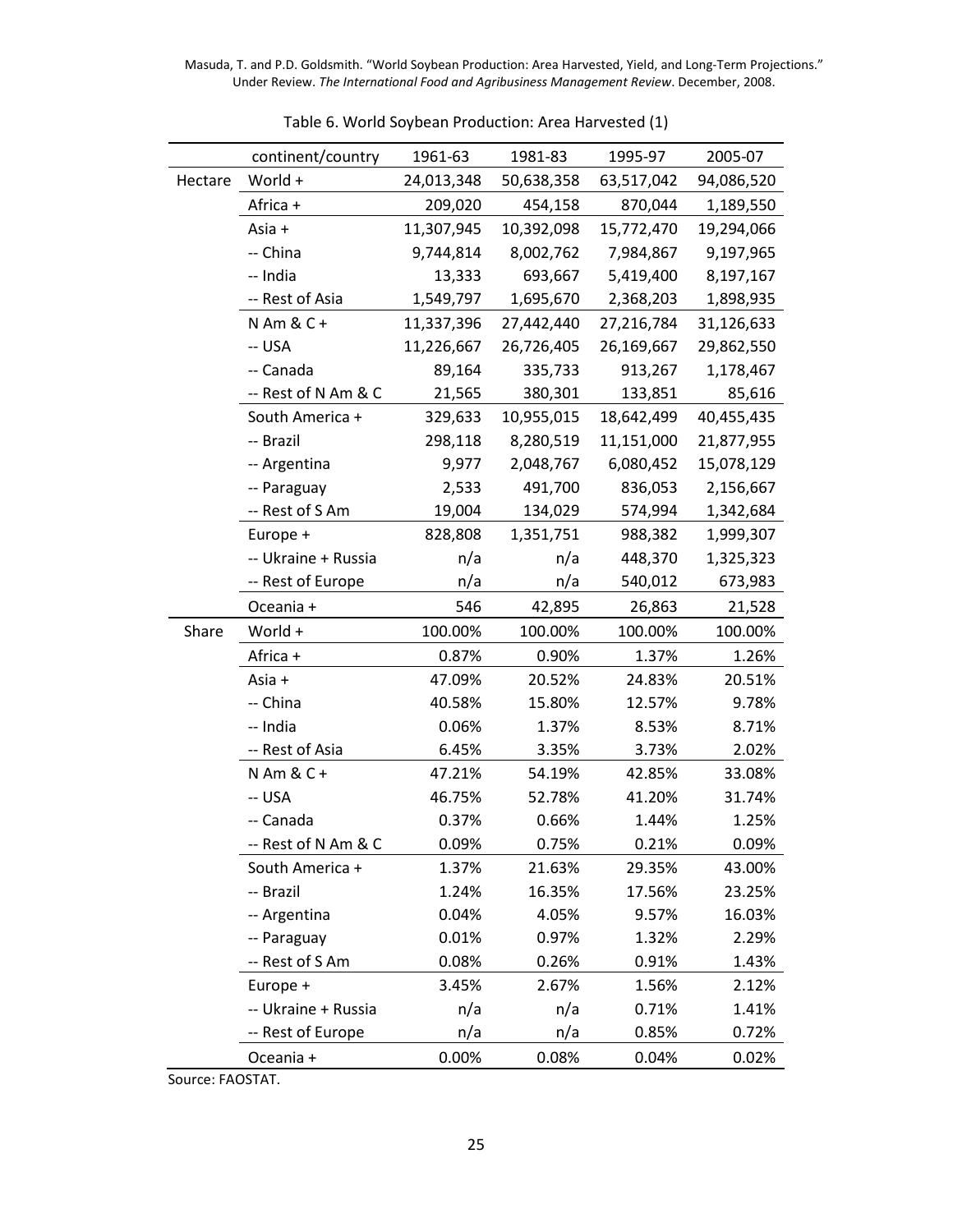Table 6. World Soybean Production: Area Harvested (1)

| | continent/country | 1961-63 | 1981-83 | 1995-97 | 2005-07 |
|---|---|---|---|---|---|
| Hectare | World + | 24,013,348 | 50,638,358 | 63,517,042 | 94,086,520 |
| | Africa + | 209,020 | 454,158 | 870,044 | 1,189,550 |
| | Asia + | 11,307,945 | 10,392,098 | 15,772,470 | 19,294,066 |
| | -- China | 9,744,814 | 8,002,762 | 7,984,867 | 9,197,965 |
| | -- India | 13,333 | 693,667 | 5,419,400 | 8,197,167 |
| | -- Rest of Asia | 1,549,797 | 1,695,670 | 2,368,203 | 1,898,935 |
| | N Am & C + | 11,337,396 | 27,442,440 | 27,216,784 | 31,126,633 |
| | -- USA | 11,226,667 | 26,726,405 | 26,169,667 | 29,862,550 |
| | -- Canada | 89,164 | 335,733 | 913,267 | 1,178,467 |
| | -- Rest of N Am & C | 21,565 | 380,301 | 133,851 | 85,616 |
| | South America + | 329,633 | 10,955,015 | 18,642,499 | 40,455,435 |
| | -- Brazil | 298,118 | 8,280,519 | 11,151,000 | 21,877,955 |
| | -- Argentina | 9,977 | 2,048,767 | 6,080,452 | 15,078,129 |
| | -- Paraguay | 2,533 | 491,700 | 836,053 | 2,156,667 |
| | -- Rest of S Am | 19,004 | 134,029 | 574,994 | 1,342,684 |
| | Europe + | 828,808 | 1,351,751 | 988,382 | 1,999,307 |
| | -- Ukraine + Russia | n/a | n/a | 448,370 | 1,325,323 |
| | -- Rest of Europe | n/a | n/a | 540,012 | 673,983 |
| | Oceania + | 546 | 42,895 | 26,863 | 21,528 |
| Share | World + | 100.00% | 100.00% | 100.00% | 100.00% |
| | Africa + | 0.87% | 0.90% | 1.37% | 1.26% |
| | Asia + | 47.09% | 20.52% | 24.83% | 20.51% |
| | -- China | 40.58% | 15.80% | 12.57% | 9.78% |
| | -- India | 0.06% | 1.37% | 8.53% | 8.71% |
| | -- Rest of Asia | 6.45% | 3.35% | 3.73% | 2.02% |
| | N Am & C + | 47.21% | 54.19% | 42.85% | 33.08% |
| | -- USA | 46.75% | 52.78% | 41.20% | 31.74% |
| | -- Canada | 0.37% | 0.66% | 1.44% | 1.25% |
| | -- Rest of N Am & C | 0.09% | 0.75% | 0.21% | 0.09% |
| | South America + | 1.37% | 21.63% | 29.35% | 43.00% |
| | -- Brazil | 1.24% | 16.35% | 17.56% | 23.25% |
| | -- Argentina | 0.04% | 4.05% | 9.57% | 16.03% |
| | -- Paraguay | 0.01% | 0.97% | 1.32% | 2.29% |
| | -- Rest of S Am | 0.08% | 0.26% | 0.91% | 1.43% |
| | Europe + | 3.45% | 2.67% | 1.56% | 2.12% |
| | -- Ukraine + Russia | n/a | n/a | 0.71% | 1.41% |
| | -- Rest of Europe | n/a | n/a | 0.85% | 0.72% |
| | Oceania + | 0.00% | 0.08% | 0.04% | 0.02% |

Source: FAOSTAT.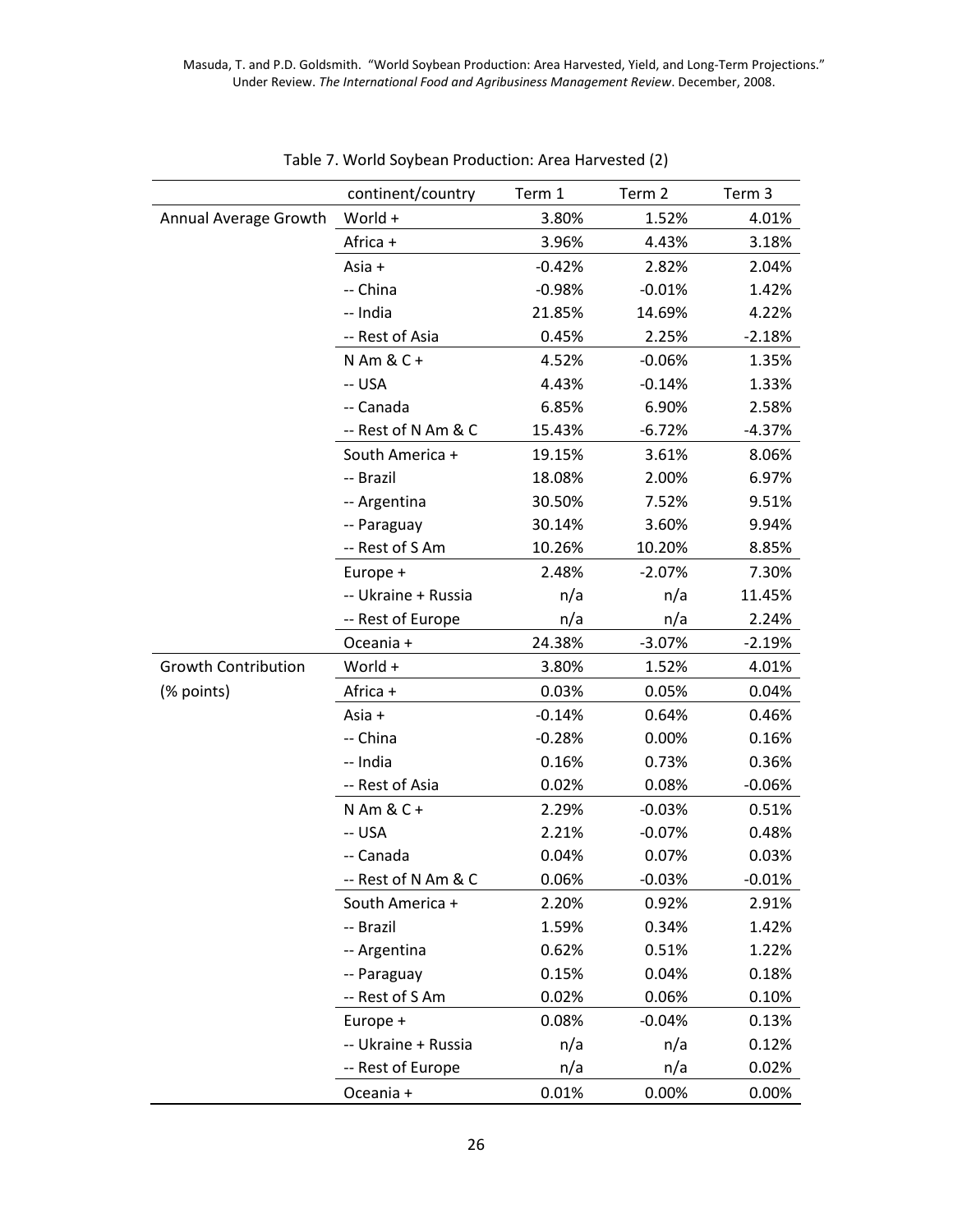Table 7. World Soybean Production: Area Harvested (2)

| | continent/country | Term 1 | Term 2 | Term 3 |
|---|---|---|---|---|
| Annual Average Growth | World + | 3.80% | 1.52% | 4.01% |
| | Africa + | 3.96% | 4.43% | 3.18% |
| | Asia + | -0.42% | 2.82% | 2.04% |
| | -- China | -0.98% | -0.01% | 1.42% |
| | -- India | 21.85% | 14.69% | 4.22% |
| | -- Rest of Asia | 0.45% | 2.25% | -2.18% |
| | N Am & C + | 4.52% | -0.06% | 1.35% |
| | -- USA | 4.43% | -0.14% | 1.33% |
| | -- Canada | 6.85% | 6.90% | 2.58% |
| | -- Rest of N Am & C | 15.43% | -6.72% | -4.37% |
| | South America + | 19.15% | 3.61% | 8.06% |
| | -- Brazil | 18.08% | 2.00% | 6.97% |
| | -- Argentina | 30.50% | 7.52% | 9.51% |
| | -- Paraguay | 30.14% | 3.60% | 9.94% |
| | -- Rest of S Am | 10.26% | 10.20% | 8.85% |
| | Europe + | 2.48% | -2.07% | 7.30% |
| | -- Ukraine + Russia | n/a | n/a | 11.45% |
| | -- Rest of Europe | n/a | n/a | 2.24% |
| | Oceania + | 24.38% | -3.07% | -2.19% |
| Growth Contribution (% points) | World + | 3.80% | 1.52% | 4.01% |
| | Africa + | 0.03% | 0.05% | 0.04% |
| | Asia + | -0.14% | 0.64% | 0.46% |
| | -- China | -0.28% | 0.00% | 0.16% |
| | -- India | 0.16% | 0.73% | 0.36% |
| | -- Rest of Asia | 0.02% | 0.08% | -0.06% |
| | N Am & C + | 2.29% | -0.03% | 0.51% |
| | -- USA | 2.21% | -0.07% | 0.48% |
| | -- Canada | 0.04% | 0.07% | 0.03% |
| | -- Rest of N Am & C | 0.06% | -0.03% | -0.01% |
| | South America + | 2.20% | 0.92% | 2.91% |
| | -- Brazil | 1.59% | 0.34% | 1.42% |
| | -- Argentina | 0.62% | 0.51% | 1.22% |
| | -- Paraguay | 0.15% | 0.04% | 0.18% |
| | -- Rest of S Am | 0.02% | 0.06% | 0.10% |
| | Europe + | 0.08% | -0.04% | 0.13% |
| | -- Ukraine + Russia | n/a | n/a | 0.12% |
| | -- Rest of Europe | n/a | n/a | 0.02% |
| | Oceania + | 0.01% | 0.00% | 0.00% |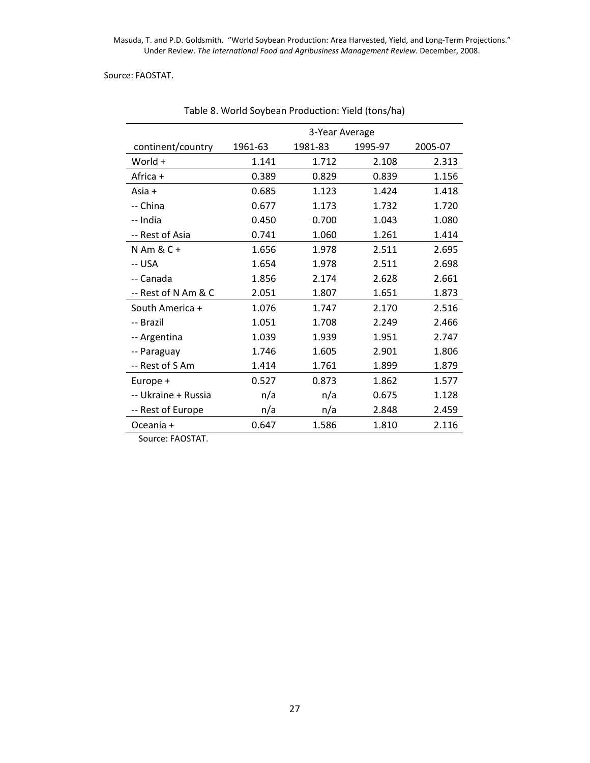Source: FAOSTAT.

Table 8. World Soybean Production: Yield (tons/ha)

| | 3-Year Average | | | |
|---|---|---|---|---|
| continent/country | 1961-63 | 1981-83 | 1995-97 | 2005-07 |
| World + | 1.141 | 1.712 | 2.108 | 2.313 |
| Africa + | 0.389 | 0.829 | 0.839 | 1.156 |
| Asia + | 0.685 | 1.123 | 1.424 | 1.418 |
| -- China | 0.677 | 1.173 | 1.732 | 1.720 |
| -- India | 0.450 | 0.700 | 1.043 | 1.080 |
| -- Rest of Asia | 0.741 | 1.060 | 1.261 | 1.414 |
| N Am & C + | 1.656 | 1.978 | 2.511 | 2.695 |
| -- USA | 1.654 | 1.978 | 2.511 | 2.698 |
| -- Canada | 1.856 | 2.174 | 2.628 | 2.661 |
| -- Rest of N Am & C | 2.051 | 1.807 | 1.651 | 1.873 |
| South America + | 1.076 | 1.747 | 2.170 | 2.516 |
| -- Brazil | 1.051 | 1.708 | 2.249 | 2.466 |
| -- Argentina | 1.039 | 1.939 | 1.951 | 2.747 |
| -- Paraguay | 1.746 | 1.605 | 2.901 | 1.806 |
| -- Rest of S Am | 1.414 | 1.761 | 1.899 | 1.879 |
| Europe + | 0.527 | 0.873 | 1.862 | 1.577 |
| -- Ukraine + Russia | n/a | n/a | 0.675 | 1.128 |
| -- Rest of Europe | n/a | n/a | 2.848 | 2.459 |
| Oceania + | 0.647 | 1.586 | 1.810 | 2.116 |

Source: FAOSTAT.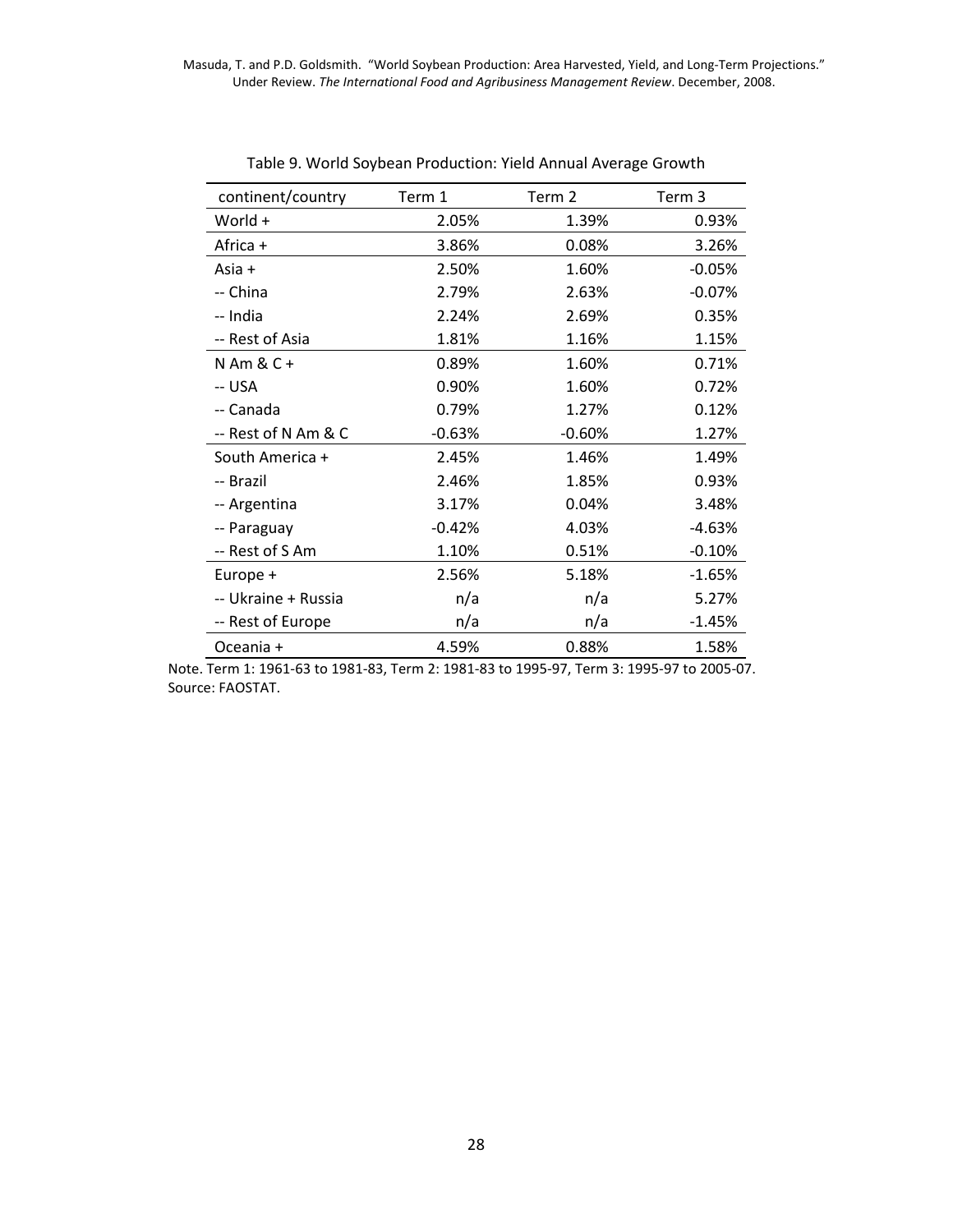Table 9. World Soybean Production: Yield Annual Average Growth

| continent/country | Term 1 | Term 2 | Term 3 |
|---|---|---|---|
| World + | 2.05% | 1.39% | 0.93% |
| Africa + | 3.86% | 0.08% | 3.26% |
| Asia + | 2.50% | 1.60% | -0.05% |
| -- China | 2.79% | 2.63% | -0.07% |
| -- India | 2.24% | 2.69% | 0.35% |
| -- Rest of Asia | 1.81% | 1.16% | 1.15% |
| N Am & C + | 0.89% | 1.60% | 0.71% |
| -- USA | 0.90% | 1.60% | 0.72% |
| -- Canada | 0.79% | 1.27% | 0.12% |
| -- Rest of N Am & C | -0.63% | -0.60% | 1.27% |
| South America + | 2.45% | 1.46% | 1.49% |
| -- Brazil | 2.46% | 1.85% | 0.93% |
| -- Argentina | 3.17% | 0.04% | 3.48% |
| -- Paraguay | -0.42% | 4.03% | -4.63% |
| -- Rest of S Am | 1.10% | 0.51% | -0.10% |
| Europe + | 2.56% | 5.18% | -1.65% |
| -- Ukraine + Russia | n/a | n/a | 5.27% |
| -- Rest of Europe | n/a | n/a | -1.45% |
| Oceania + | 4.59% | 0.88% | 1.58% |

Note. Term 1: 1961-63 to 1981-83, Term 2: 1981-83 to 1995-97, Term 3: 1995-97 to 2005-07.
Source: FAOSTAT.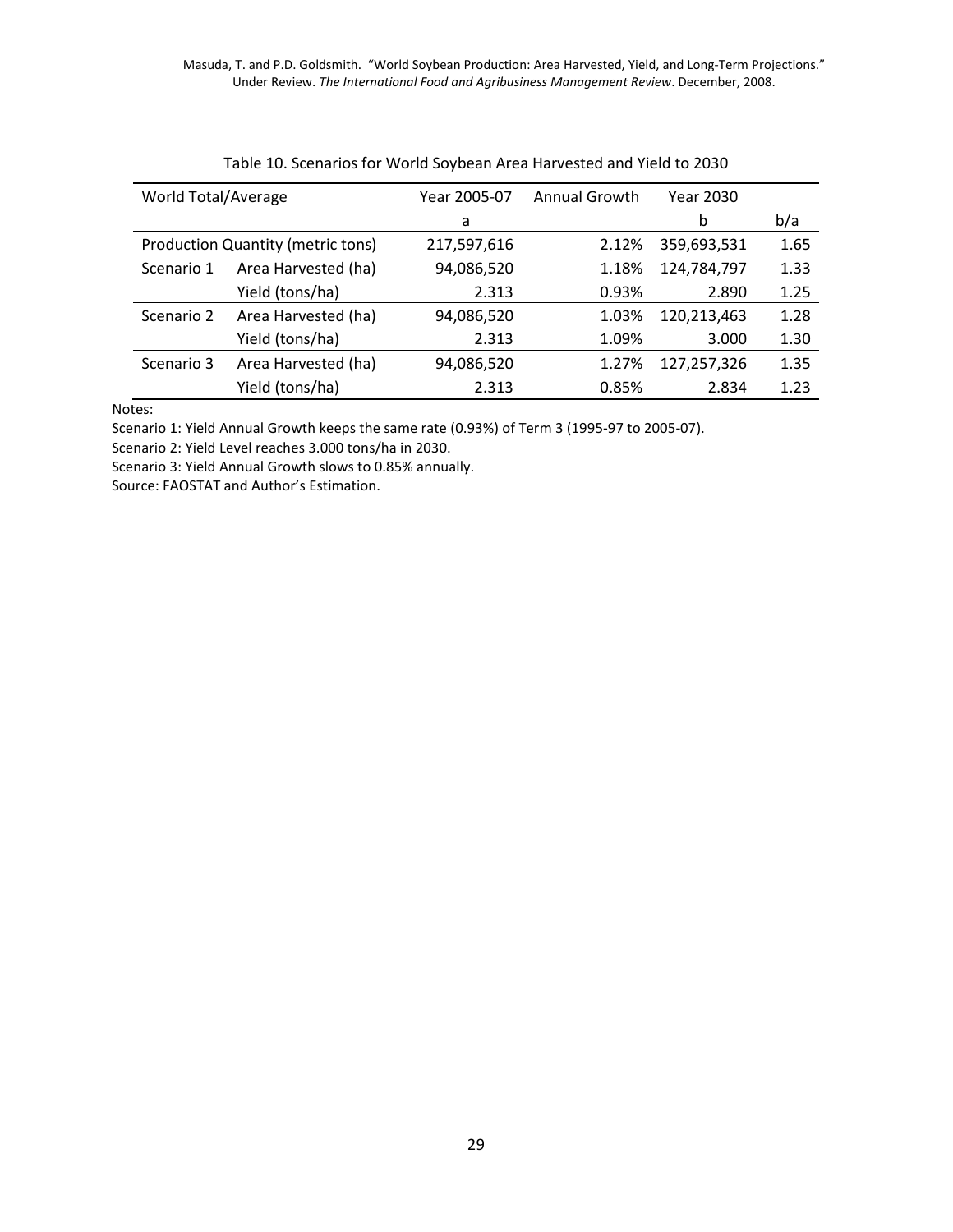Table 10. Scenarios for World Soybean Area Harvested and Yield to 2030

| World Total/Average | | Year 2005-07 | Annual Growth | Year 2030 | |
|---|---|---|---|---|---|
| | | a | | b | b/a |
| Production Quantity (metric tons) | | 217,597,616 | 2.12% | 359,693,531 | 1.65 |
| Scenario 1 | Area Harvested (ha) | 94,086,520 | 1.18% | 124,784,797 | 1.33 |
| | Yield (tons/ha) | 2.313 | 0.93% | 2.890 | 1.25 |
| Scenario 2 | Area Harvested (ha) | 94,086,520 | 1.03% | 120,213,463 | 1.28 |
| | Yield (tons/ha) | 2.313 | 1.09% | 3.000 | 1.30 |
| Scenario 3 | Area Harvested (ha) | 94,086,520 | 1.27% | 127,257,326 | 1.35 |
| | Yield (tons/ha) | 2.313 | 0.85% | 2.834 | 1.23 |

Notes:

Scenario 1: Yield Annual Growth keeps the same rate (0.93%) of Term 3 (1995-97 to 2005-07).

Scenario 2: Yield Level reaches 3.000 tons/ha in 2030.

Scenario 3: Yield Annual Growth slows to 0.85% annually.

Source: FAOSTAT and Author's Estimation.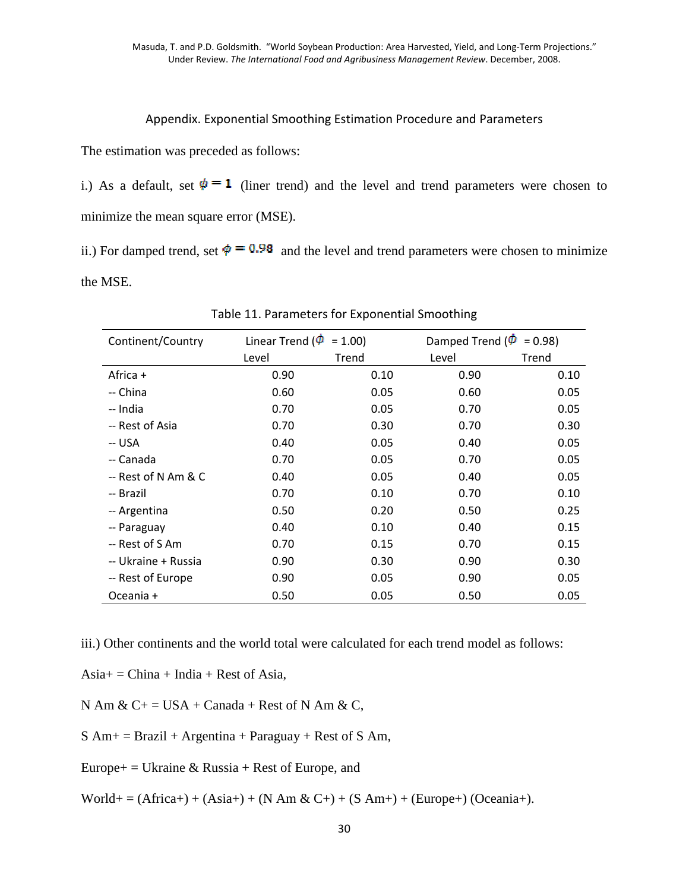## Appendix. Exponential Smoothing Estimation Procedure and Parameters

The estimation was preceded as follows:

i.) As a default, set $\phi = 1$ (liner trend) and the level and trend parameters were chosen to minimize the mean square error (MSE).

ii.) For damped trend, set $\phi = 0.98$ and the level and trend parameters were chosen to minimize the MSE.

Table 11. Parameters for Exponential Smoothing

| Continent/Country | Linear Trend ($\phi$ = 1.00) | | Damped Trend ($\phi$ = 0.98) | |
|---|---|---|---|---|
| | Level | Trend | Level | Trend |
| Africa + | 0.90 | 0.10 | 0.90 | 0.10 |
| -- China | 0.60 | 0.05 | 0.60 | 0.05 |
| -- India | 0.70 | 0.05 | 0.70 | 0.05 |
| -- Rest of Asia | 0.70 | 0.30 | 0.70 | 0.30 |
| -- USA | 0.40 | 0.05 | 0.40 | 0.05 |
| -- Canada | 0.70 | 0.05 | 0.70 | 0.05 |
| -- Rest of N Am & C | 0.40 | 0.05 | 0.40 | 0.05 |
| -- Brazil | 0.70 | 0.10 | 0.70 | 0.10 |
| -- Argentina | 0.50 | 0.20 | 0.50 | 0.25 |
| -- Paraguay | 0.40 | 0.10 | 0.40 | 0.15 |
| -- Rest of S Am | 0.70 | 0.15 | 0.70 | 0.15 |
| -- Ukraine + Russia | 0.90 | 0.30 | 0.90 | 0.30 |
| -- Rest of Europe | 0.90 | 0.05 | 0.90 | 0.05 |
| Oceania + | 0.50 | 0.05 | 0.50 | 0.05 |

iii.) Other continents and the world total were calculated for each trend model as follows:

Asia+ = China + India + Rest of Asia,

N Am & C+ = USA + Canada + Rest of N Am & C,

S Am+ = Brazil + Argentina + Paraguay + Rest of S Am,

Europe+ = Ukraine & Russia + Rest of Europe, and

World+ = (Africa+) + (Asia+) + (N Am & C+) + (S Am+) + (Europe+) (Oceania+).